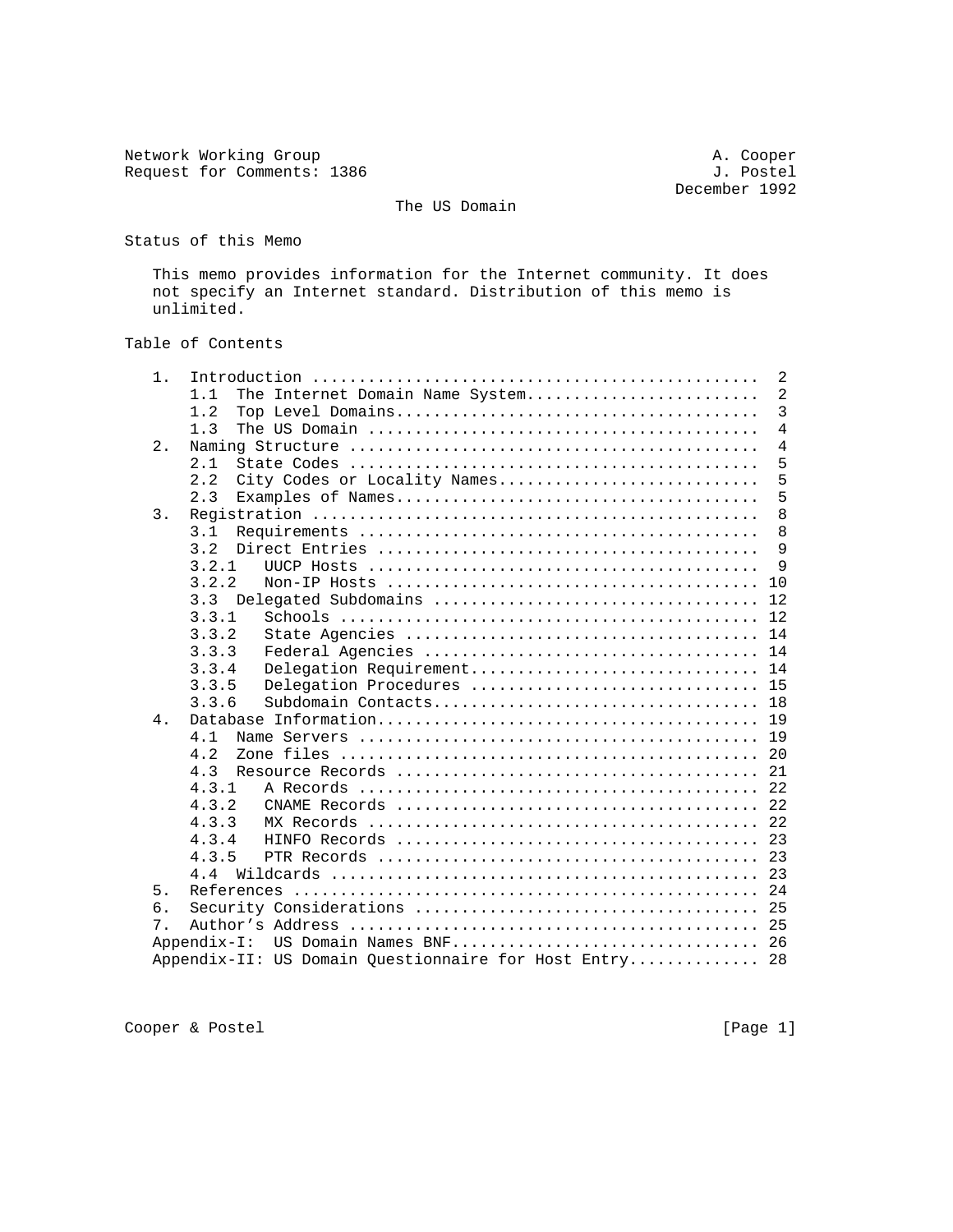Network Working Group                                          A. Cooper
Request for Comments: 1386                                     J. Postel
                                                           December 1992

# The US Domain

## Status of this Memo

This memo provides information for the Internet community. It does not specify an Internet standard. Distribution of this memo is unlimited.

## Table of Contents

```
   1.  Introduction ...............................................  2
       1.1  The Internet Domain Name System.........................  2
       1.2  Top Level Domains.......................................  3
       1.3  The US Domain ..........................................  4
   2.  Naming Structure ...........................................  4
       2.1  State Codes ............................................  5
       2.2  City Codes or Locality Names............................  5
       2.3  Examples of Names.......................................  5
   3.  Registration ...............................................  8
       3.1  Requirements ...........................................  8
       3.2  Direct Entries .........................................  9
       3.2.1   UUCP Hosts ..........................................  9
       3.2.2   Non-IP Hosts ........................................ 10
       3.3  Delegated Subdomains ................................... 12
       3.3.1   Schools ............................................. 12
       3.3.2   State Agencies ...................................... 14
       3.3.3   Federal Agencies .................................... 14
       3.3.4   Delegation Requirement............................... 14
       3.3.5   Delegation Procedures ............................... 15
       3.3.6   Subdomain Contacts................................... 18
   4.  Database Information......................................... 19
       4.1  Name Servers ........................................... 19
       4.2  Zone files ............................................. 20
       4.3  Resource Records ....................................... 21
       4.3.1   A Records ........................................... 22
       4.3.2   CNAME Records ....................................... 22
       4.3.3   MX Records .......................................... 22
       4.3.4   HINFO Records ....................................... 23
       4.3.5   PTR Records ......................................... 23
       4.4  Wildcards .............................................. 23
   5.  References .................................................. 24
   6.  Security Considerations ..................................... 25
   7.  Author's Address ............................................ 25
   Appendix-I:  US Domain Names BNF................................. 26
   Appendix-II: US Domain Questionnaire for Host Entry.............. 28
```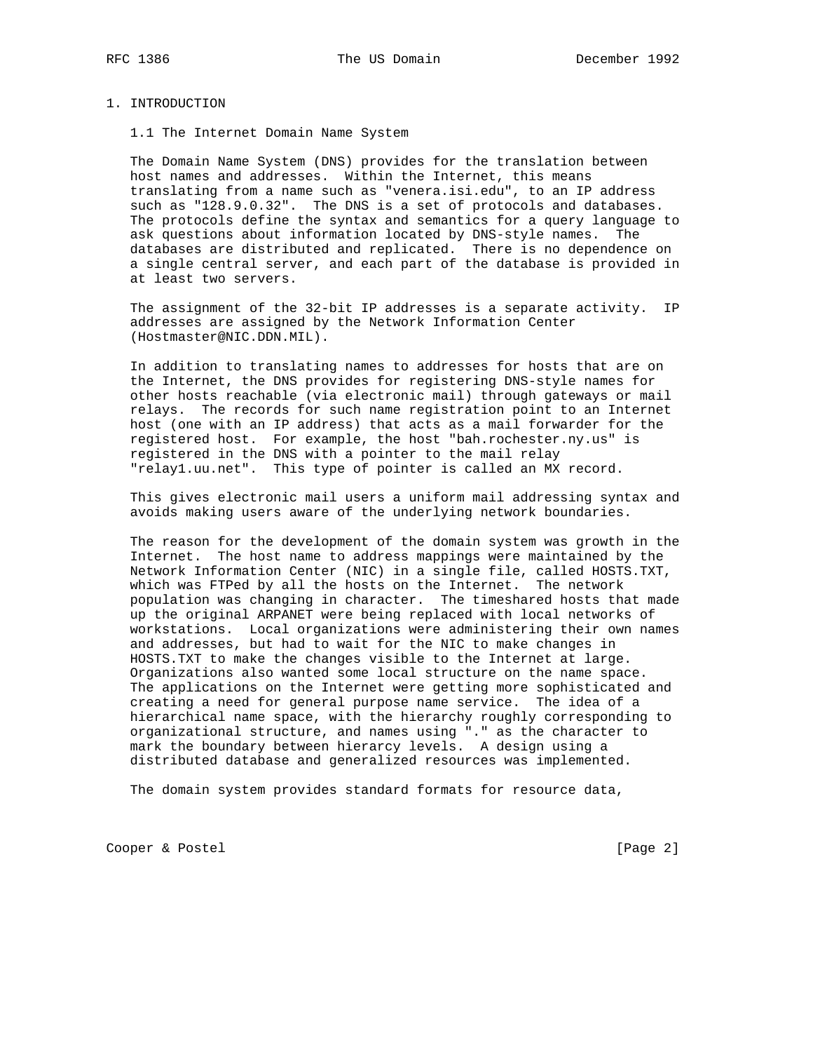# 1. INTRODUCTION

## 1.1 The Internet Domain Name System

The Domain Name System (DNS) provides for the translation between host names and addresses. Within the Internet, this means translating from a name such as "venera.isi.edu", to an IP address such as "128.9.0.32". The DNS is a set of protocols and databases. The protocols define the syntax and semantics for a query language to ask questions about information located by DNS-style names. The databases are distributed and replicated. There is no dependence on a single central server, and each part of the database is provided in at least two servers.

The assignment of the 32-bit IP addresses is a separate activity. IP addresses are assigned by the Network Information Center (Hostmaster@NIC.DDN.MIL).

In addition to translating names to addresses for hosts that are on the Internet, the DNS provides for registering DNS-style names for other hosts reachable (via electronic mail) through gateways or mail relays. The records for such name registration point to an Internet host (one with an IP address) that acts as a mail forwarder for the registered host. For example, the host "bah.rochester.ny.us" is registered in the DNS with a pointer to the mail relay "relay1.uu.net". This type of pointer is called an MX record.

This gives electronic mail users a uniform mail addressing syntax and avoids making users aware of the underlying network boundaries.

The reason for the development of the domain system was growth in the Internet. The host name to address mappings were maintained by the Network Information Center (NIC) in a single file, called HOSTS.TXT, which was FTPed by all the hosts on the Internet. The network population was changing in character. The timeshared hosts that made up the original ARPANET were being replaced with local networks of workstations. Local organizations were administering their own names and addresses, but had to wait for the NIC to make changes in HOSTS.TXT to make the changes visible to the Internet at large. Organizations also wanted some local structure on the name space. The applications on the Internet were getting more sophisticated and creating a need for general purpose name service. The idea of a hierarchical name space, with the hierarchy roughly corresponding to organizational structure, and names using "." as the character to mark the boundary between hierarcy levels. A design using a distributed database and generalized resources was implemented.

The domain system provides standard formats for resource data,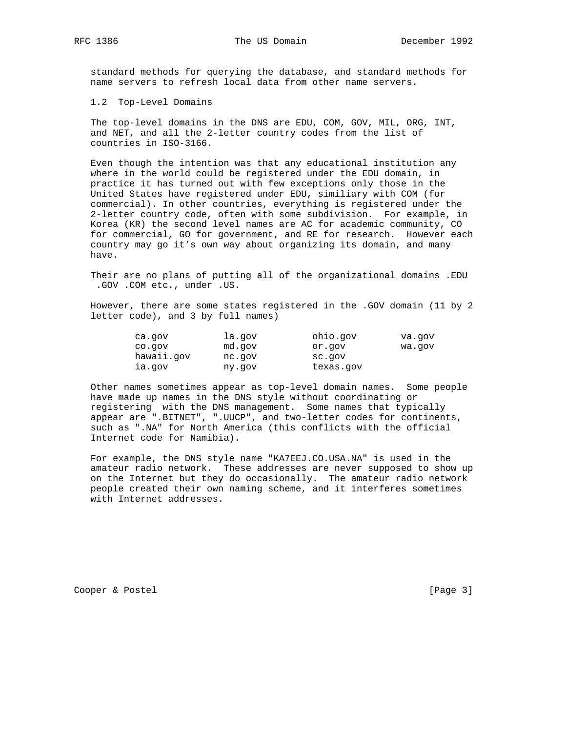standard methods for querying the database, and standard methods for name servers to refresh local data from other name servers.

### 1.2 Top-Level Domains

The top-level domains in the DNS are EDU, COM, GOV, MIL, ORG, INT, and NET, and all the 2-letter country codes from the list of countries in ISO-3166.

Even though the intention was that any educational institution any where in the world could be registered under the EDU domain, in practice it has turned out with few exceptions only those in the United States have registered under EDU, similiary with COM (for commercial). In other countries, everything is registered under the 2-letter country code, often with some subdivision. For example, in Korea (KR) the second level names are AC for academic community, CO for commercial, GO for government, and RE for research. However each country may go it's own way about organizing its domain, and many have.

Their are no plans of putting all of the organizational domains .EDU .GOV .COM etc., under .US.

However, there are some states registered in the .GOV domain (11 by 2 letter code), and 3 by full names)

```
        ca.gov          la.gov          ohio.gov        va.gov
        co.gov          md.gov          or.gov          wa.gov
        hawaii.gov      nc.gov          sc.gov
        ia.gov          ny.gov          texas.gov
```

Other names sometimes appear as top-level domain names. Some people have made up names in the DNS style without coordinating or registering with the DNS management. Some names that typically appear are ".BITNET", ".UUCP", and two-letter codes for continents, such as ".NA" for North America (this conflicts with the official Internet code for Namibia).

For example, the DNS style name "KA7EEJ.CO.USA.NA" is used in the amateur radio network. These addresses are never supposed to show up on the Internet but they do occasionally. The amateur radio network people created their own naming scheme, and it interferes sometimes with Internet addresses.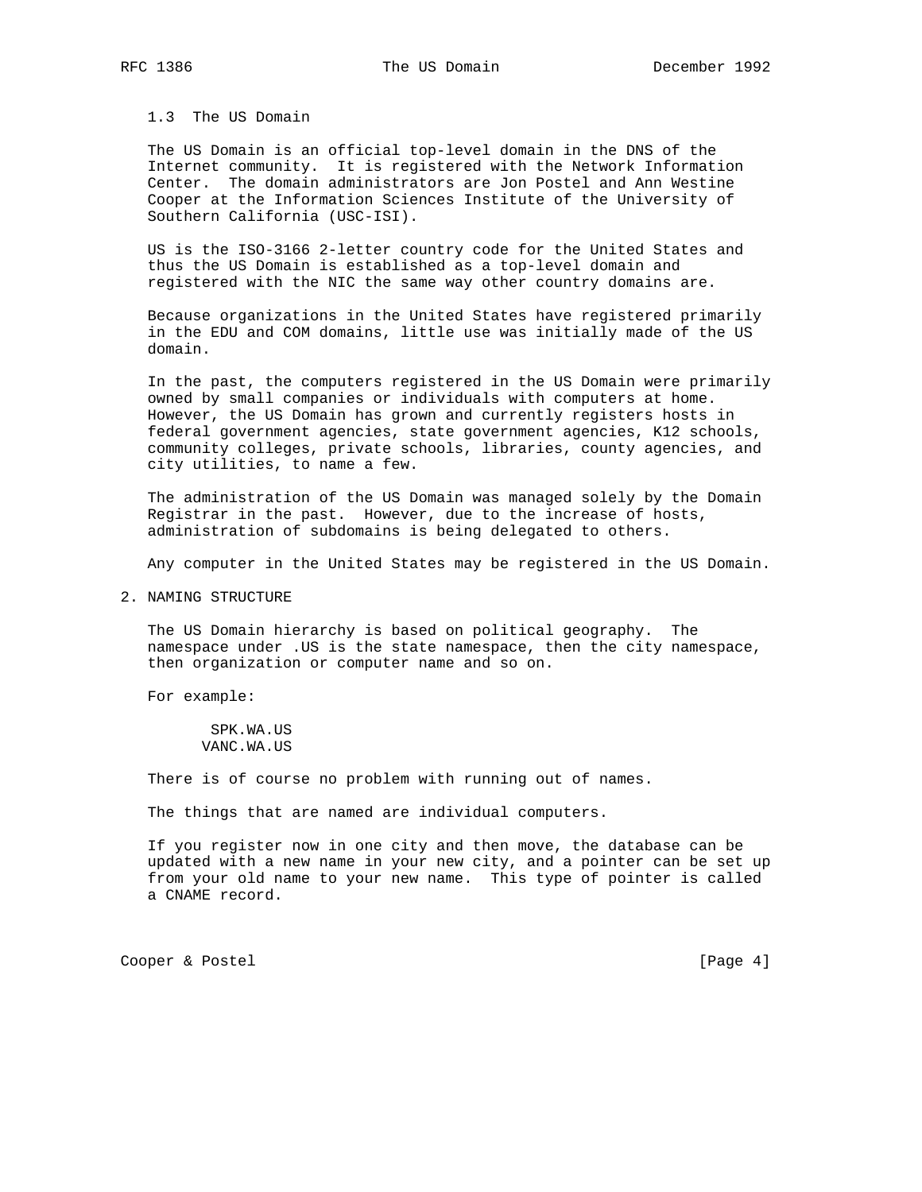### 1.3 The US Domain

The US Domain is an official top-level domain in the DNS of the Internet community. It is registered with the Network Information Center. The domain administrators are Jon Postel and Ann Westine Cooper at the Information Sciences Institute of the University of Southern California (USC-ISI).

US is the ISO-3166 2-letter country code for the United States and thus the US Domain is established as a top-level domain and registered with the NIC the same way other country domains are.

Because organizations in the United States have registered primarily in the EDU and COM domains, little use was initially made of the US domain.

In the past, the computers registered in the US Domain were primarily owned by small companies or individuals with computers at home. However, the US Domain has grown and currently registers hosts in federal government agencies, state government agencies, K12 schools, community colleges, private schools, libraries, county agencies, and city utilities, to name a few.

The administration of the US Domain was managed solely by the Domain Registrar in the past. However, due to the increase of hosts, administration of subdomains is being delegated to others.

Any computer in the United States may be registered in the US Domain.

## 2. NAMING STRUCTURE

The US Domain hierarchy is based on political geography. The namespace under .US is the state namespace, then the city namespace, then organization or computer name and so on.

For example:

```
 SPK.WA.US
VANC.WA.US
```

There is of course no problem with running out of names.

The things that are named are individual computers.

If you register now in one city and then move, the database can be updated with a new name in your new city, and a pointer can be set up from your old name to your new name. This type of pointer is called a CNAME record.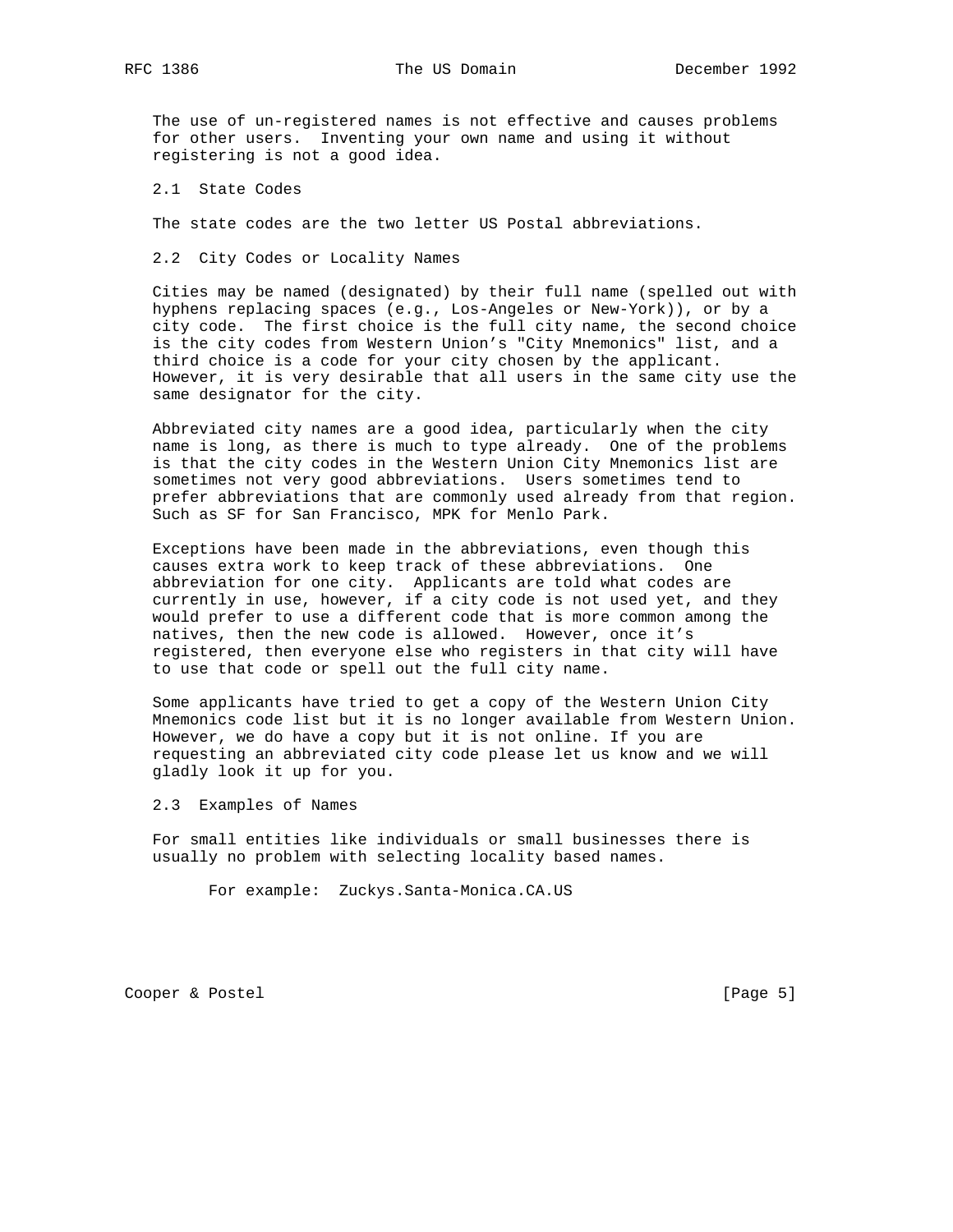The use of un-registered names is not effective and causes problems for other users. Inventing your own name and using it without registering is not a good idea.

### 2.1 State Codes

The state codes are the two letter US Postal abbreviations.

### 2.2 City Codes or Locality Names

Cities may be named (designated) by their full name (spelled out with hyphens replacing spaces (e.g., Los-Angeles or New-York)), or by a city code. The first choice is the full city name, the second choice is the city codes from Western Union's "City Mnemonics" list, and a third choice is a code for your city chosen by the applicant. However, it is very desirable that all users in the same city use the same designator for the city.

Abbreviated city names are a good idea, particularly when the city name is long, as there is much to type already. One of the problems is that the city codes in the Western Union City Mnemonics list are sometimes not very good abbreviations. Users sometimes tend to prefer abbreviations that are commonly used already from that region. Such as SF for San Francisco, MPK for Menlo Park.

Exceptions have been made in the abbreviations, even though this causes extra work to keep track of these abbreviations. One abbreviation for one city. Applicants are told what codes are currently in use, however, if a city code is not used yet, and they would prefer to use a different code that is more common among the natives, then the new code is allowed. However, once it's registered, then everyone else who registers in that city will have to use that code or spell out the full city name.

Some applicants have tried to get a copy of the Western Union City Mnemonics code list but it is no longer available from Western Union. However, we do have a copy but it is not online. If you are requesting an abbreviated city code please let us know and we will gladly look it up for you.

### 2.3 Examples of Names

For small entities like individuals or small businesses there is usually no problem with selecting locality based names.

```
For example:  Zuckys.Santa-Monica.CA.US
```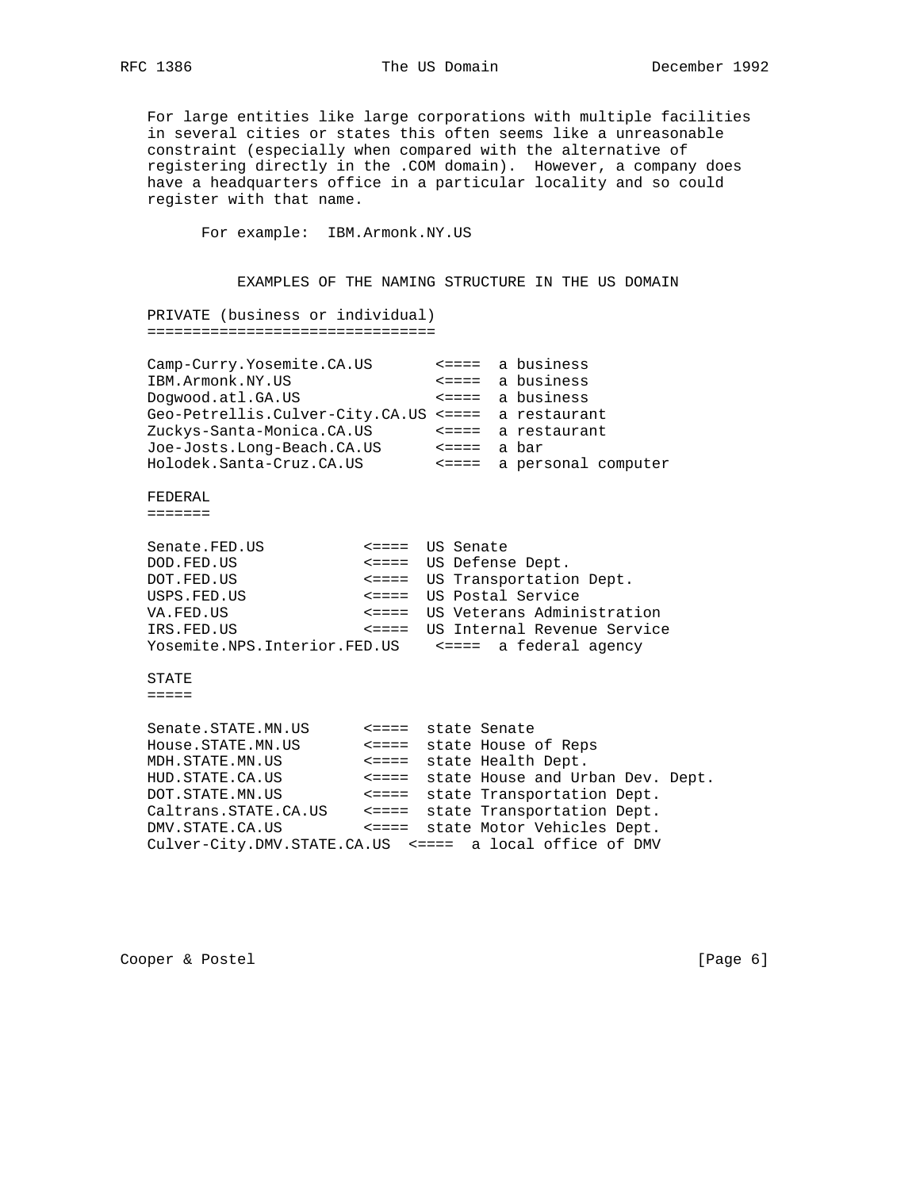For large entities like large corporations with multiple facilities in several cities or states this often seems like a unreasonable constraint (especially when compared with the alternative of registering directly in the .COM domain). However, a company does have a headquarters office in a particular locality and so could register with that name.

For example: IBM.Armonk.NY.US

EXAMPLES OF THE NAMING STRUCTURE IN THE US DOMAIN

PRIVATE (business or individual)
================================

```
Camp-Curry.Yosemite.CA.US       <====  a business
IBM.Armonk.NY.US                <====  a business
Dogwood.atl.GA.US               <====  a business
Geo-Petrellis.Culver-City.CA.US <====  a restaurant
Zuckys-Santa-Monica.CA.US       <====  a restaurant
Joe-Josts.Long-Beach.CA.US      <====  a bar
Holodek.Santa-Cruz.CA.US        <====  a personal computer
```

FEDERAL
=======

```
Senate.FED.US           <====  US Senate
DOD.FED.US              <====  US Defense Dept.
DOT.FED.US              <====  US Transportation Dept.
USPS.FED.US             <====  US Postal Service
VA.FED.US               <====  US Veterans Administration
IRS.FED.US              <====  US Internal Revenue Service
Yosemite.NPS.Interior.FED.US    <====  a federal agency
```

STATE
=====

```
Senate.STATE.MN.US      <====  state Senate
House.STATE.MN.US       <====  state House of Reps
MDH.STATE.MN.US         <====  state Health Dept.
HUD.STATE.CA.US         <====  state House and Urban Dev. Dept.
DOT.STATE.MN.US         <====  state Transportation Dept.
Caltrans.STATE.CA.US    <====  state Transportation Dept.
DMV.STATE.CA.US         <====  state Motor Vehicles Dept.
Culver-City.DMV.STATE.CA.US  <====  a local office of DMV
```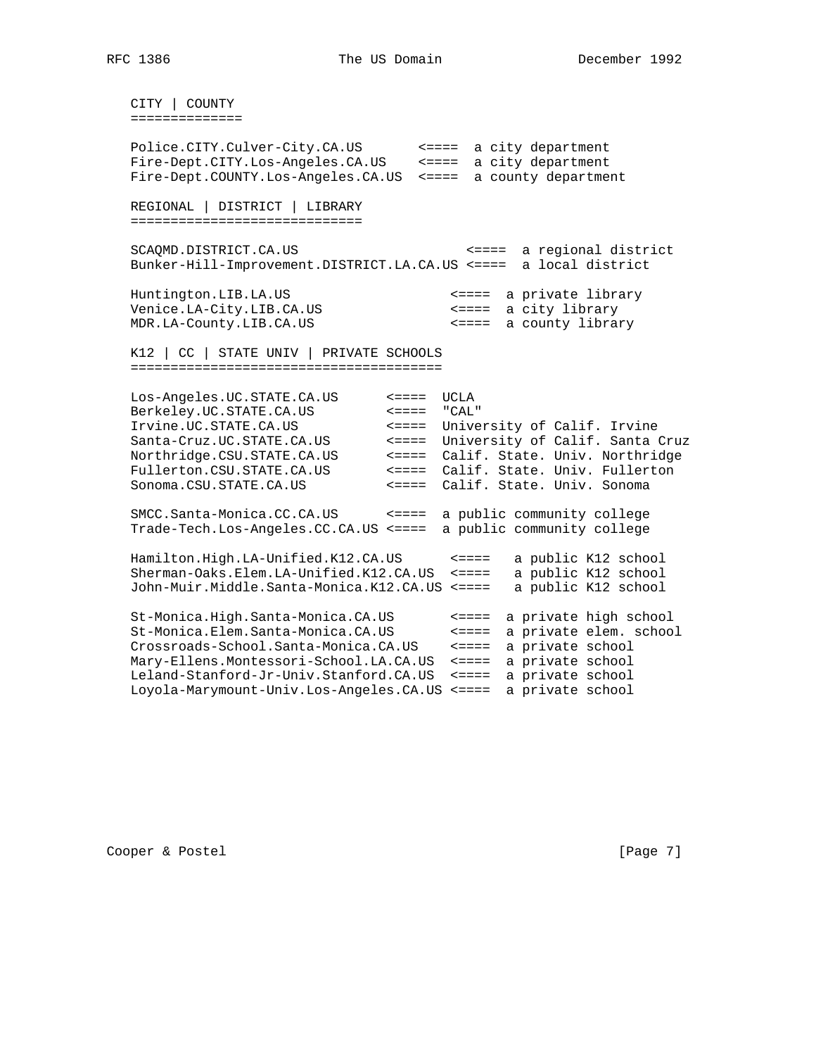```
   CITY | COUNTY
   ==============

   Police.CITY.Culver-City.CA.US       <====  a city department
   Fire-Dept.CITY.Los-Angeles.CA.US    <====  a city department
   Fire-Dept.COUNTY.Los-Angeles.CA.US  <====  a county department

   REGIONAL | DISTRICT | LIBRARY
   ============================

   SCAQMD.DISTRICT.CA.US                      <====  a regional district
   Bunker-Hill-Improvement.DISTRICT.LA.CA.US <====  a local district

   Huntington.LIB.LA.US                    <====  a private library
   Venice.LA-City.LIB.CA.US                <====  a city library
   MDR.LA-County.LIB.CA.US                 <====  a county library

   K12 | CC | STATE UNIV | PRIVATE SCHOOLS
   ======================================

   Los-Angeles.UC.STATE.CA.US      <====  UCLA
   Berkeley.UC.STATE.CA.US         <====  "CAL"
   Irvine.UC.STATE.CA.US           <====  University of Calif. Irvine
   Santa-Cruz.UC.STATE.CA.US       <====  University of Calif. Santa Cruz
   Northridge.CSU.STATE.CA.US      <====  Calif. State. Univ. Northridge
   Fullerton.CSU.STATE.CA.US       <====  Calif. State. Univ. Fullerton
   Sonoma.CSU.STATE.CA.US          <====  Calif. State. Univ. Sonoma

   SMCC.Santa-Monica.CC.CA.US      <====  a public community college
   Trade-Tech.Los-Angeles.CC.CA.US <====  a public community college

   Hamilton.High.LA-Unified.K12.CA.US      <====   a public K12 school
   Sherman-Oaks.Elem.LA-Unified.K12.CA.US  <====   a public K12 school
   John-Muir.Middle.Santa-Monica.K12.CA.US <====   a public K12 school

   St-Monica.High.Santa-Monica.CA.US       <====  a private high school
   St-Monica.Elem.Santa-Monica.CA.US       <====  a private elem. school
   Crossroads-School.Santa-Monica.CA.US    <====  a private school
   Mary-Ellens.Montessori-School.LA.CA.US  <====  a private school
   Leland-Stanford-Jr-Univ.Stanford.CA.US  <====  a private school
   Loyola-Marymount-Univ.Los-Angeles.CA.US <====  a private school
```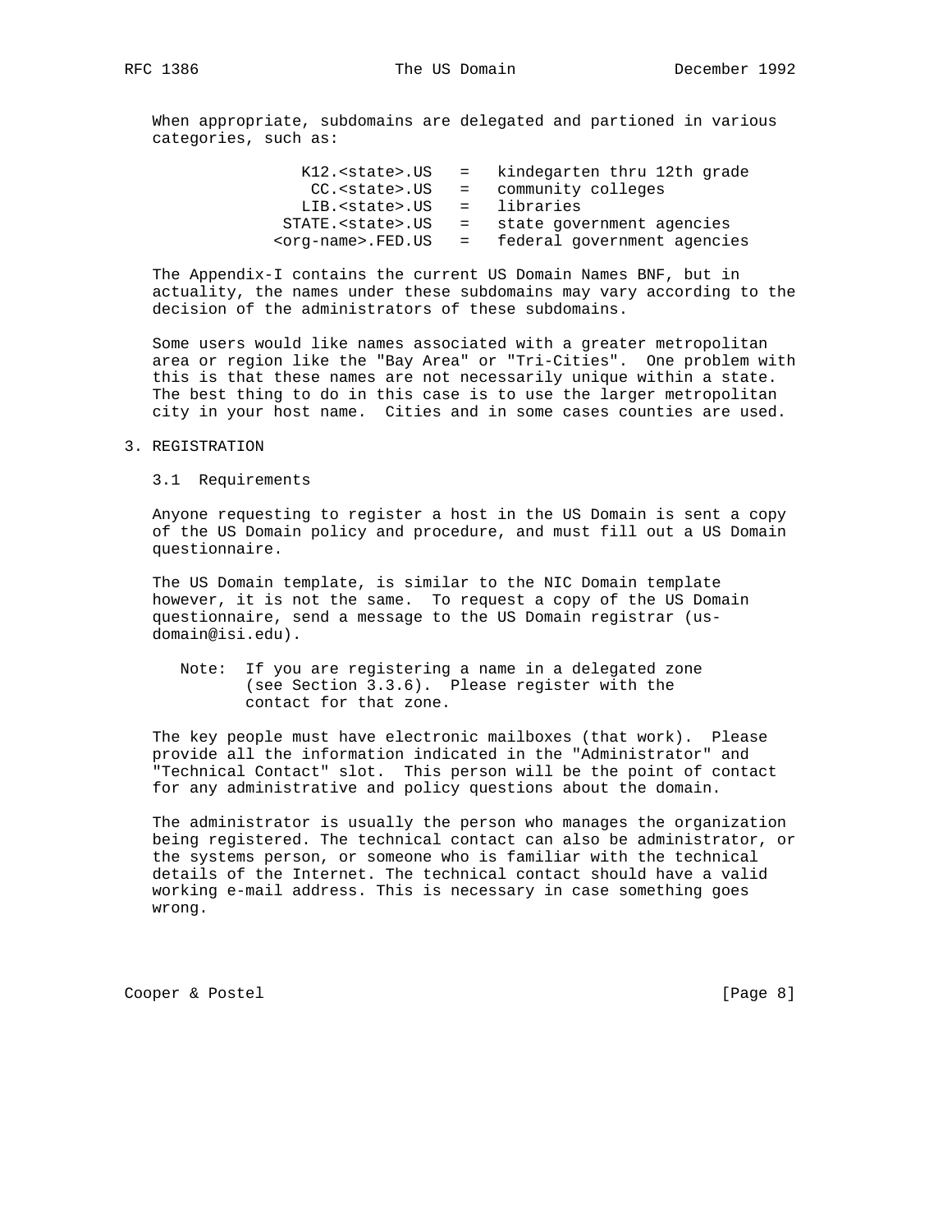When appropriate, subdomains are delegated and partioned in various categories, such as:

```
     K12.<state>.US   =   kindegarten thru 12th grade
      CC.<state>.US   =   community colleges
     LIB.<state>.US   =   libraries
   STATE.<state>.US   =   state government agencies
  <org-name>.FED.US   =   federal government agencies
```

The Appendix-I contains the current US Domain Names BNF, but in actuality, the names under these subdomains may vary according to the decision of the administrators of these subdomains.

Some users would like names associated with a greater metropolitan area or region like the "Bay Area" or "Tri-Cities". One problem with this is that these names are not necessarily unique within a state. The best thing to do in this case is to use the larger metropolitan city in your host name. Cities and in some cases counties are used.

## 3. REGISTRATION

### 3.1 Requirements

Anyone requesting to register a host in the US Domain is sent a copy of the US Domain policy and procedure, and must fill out a US Domain questionnaire.

The US Domain template, is similar to the NIC Domain template however, it is not the same. To request a copy of the US Domain questionnaire, send a message to the US Domain registrar (us-domain@isi.edu).

> Note: If you are registering a name in a delegated zone (see Section 3.3.6). Please register with the contact for that zone.

The key people must have electronic mailboxes (that work). Please provide all the information indicated in the "Administrator" and "Technical Contact" slot. This person will be the point of contact for any administrative and policy questions about the domain.

The administrator is usually the person who manages the organization being registered. The technical contact can also be administrator, or the systems person, or someone who is familiar with the technical details of the Internet. The technical contact should have a valid working e-mail address. This is necessary in case something goes wrong.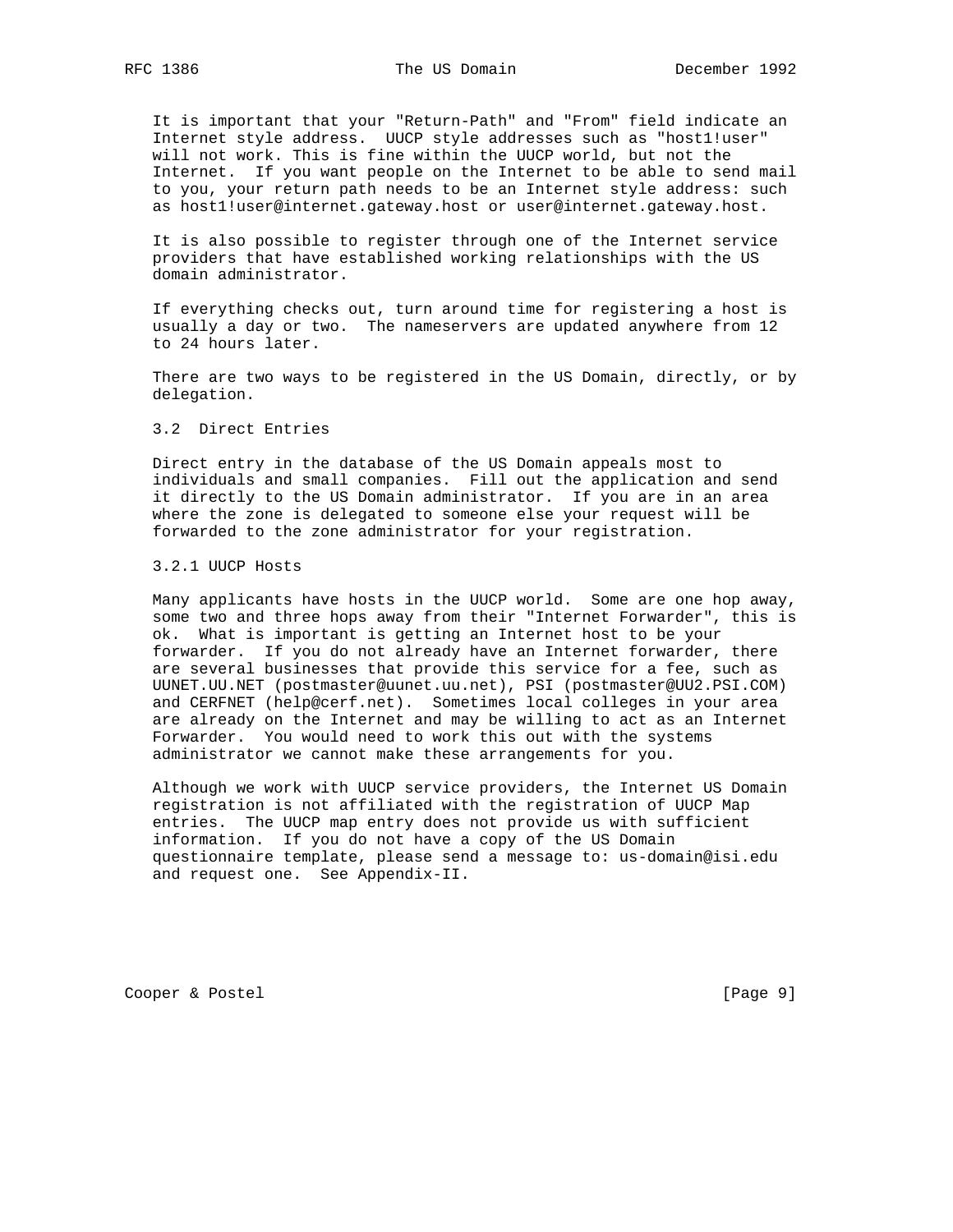It is important that your "Return-Path" and "From" field indicate an Internet style address. UUCP style addresses such as "host1!user" will not work. This is fine within the UUCP world, but not the Internet. If you want people on the Internet to be able to send mail to you, your return path needs to be an Internet style address: such as host1!user@internet.gateway.host or user@internet.gateway.host.

It is also possible to register through one of the Internet service providers that have established working relationships with the US domain administrator.

If everything checks out, turn around time for registering a host is usually a day or two. The nameservers are updated anywhere from 12 to 24 hours later.

There are two ways to be registered in the US Domain, directly, or by delegation.

### 3.2 Direct Entries

Direct entry in the database of the US Domain appeals most to individuals and small companies. Fill out the application and send it directly to the US Domain administrator. If you are in an area where the zone is delegated to someone else your request will be forwarded to the zone administrator for your registration.

#### 3.2.1 UUCP Hosts

Many applicants have hosts in the UUCP world. Some are one hop away, some two and three hops away from their "Internet Forwarder", this is ok. What is important is getting an Internet host to be your forwarder. If you do not already have an Internet forwarder, there are several businesses that provide this service for a fee, such as UUNET.UU.NET (postmaster@uunet.uu.net), PSI (postmaster@UU2.PSI.COM) and CERFNET (help@cerf.net). Sometimes local colleges in your area are already on the Internet and may be willing to act as an Internet Forwarder. You would need to work this out with the systems administrator we cannot make these arrangements for you.

Although we work with UUCP service providers, the Internet US Domain registration is not affiliated with the registration of UUCP Map entries. The UUCP map entry does not provide us with sufficient information. If you do not have a copy of the US Domain questionnaire template, please send a message to: us-domain@isi.edu and request one. See Appendix-II.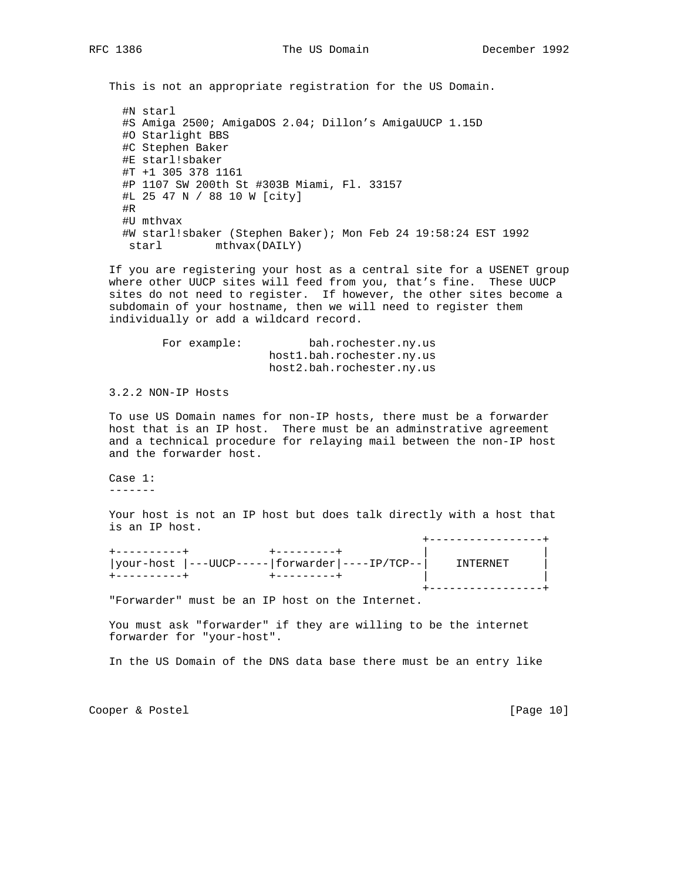This is not an appropriate registration for the US Domain.

```
#N starl
#S Amiga 2500; AmigaDOS 2.04; Dillon's AmigaUUCP 1.15D
#O Starlight BBS
#C Stephen Baker
#E starl!sbaker
#T +1 305 378 1161
#P 1107 SW 200th St #303B Miami, Fl. 33157
#L 25 47 N / 88 10 W [city]
#R
#U mthvax
#W starl!sbaker (Stephen Baker); Mon Feb 24 19:58:24 EST 1992
 starl        mthvax(DAILY)
```

If you are registering your host as a central site for a USENET group where other UUCP sites will feed from you, that's fine. These UUCP sites do not need to register. If however, the other sites become a subdomain of your hostname, then we will need to register them individually or add a wildcard record.

```
For example:          bah.rochester.ny.us
                host1.bah.rochester.ny.us
                host2.bah.rochester.ny.us
```

### 3.2.2 NON-IP Hosts

To use US Domain names for non-IP hosts, there must be a forwarder host that is an IP host. There must be an adminstrative agreement and a technical procedure for relaying mail between the non-IP host and the forwarder host.

Case 1:
-------

Your host is not an IP host but does talk directly with a host that is an IP host.

```
                                               +-----------------+
+----------+           +---------+             |                 |
|your-host |---UUCP-----|forwarder|----IP/TCP--|    INTERNET     |
+----------+           +---------+             |                 |
                                               +-----------------+
```

"Forwarder" must be an IP host on the Internet.

You must ask "forwarder" if they are willing to be the internet forwarder for "your-host".

In the US Domain of the DNS data base there must be an entry like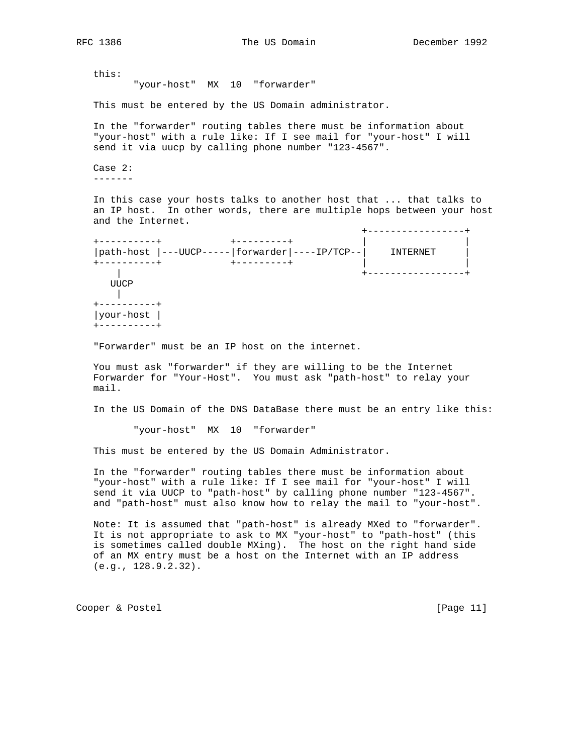this:

```
       "your-host"  MX  10  "forwarder"
```

This must be entered by the US Domain administrator.

In the "forwarder" routing tables there must be information about "your-host" with a rule like: If I see mail for "your-host" I will send it via uucp by calling phone number "123-4567".

Case 2:
-------

In this case your hosts talks to another host that ... that talks to an IP host.  In other words, there are multiple hops between your host and the Internet.

```
                                                  +-----------------+
+----------+           +---------+                |                 |
|path-host |---UUCP-----|forwarder|----IP/TCP--|    INTERNET     |
+----------+           +---------+                |                 |
    |                                             +-----------------+
   UUCP
    |
+----------+
|your-host |
+----------+
```

"Forwarder" must be an IP host on the internet.

You must ask "forwarder" if they are willing to be the Internet Forwarder for "Your-Host".  You must ask "path-host" to relay your mail.

In the US Domain of the DNS DataBase there must be an entry like this:

```
       "your-host"  MX  10  "forwarder"
```

This must be entered by the US Domain Administrator.

In the "forwarder" routing tables there must be information about "your-host" with a rule like: If I see mail for "your-host" I will send it via UUCP to "path-host" by calling phone number "123-4567". and "path-host" must also know how to relay the mail to "your-host".

Note: It is assumed that "path-host" is already MXed to "forwarder". It is not appropriate to ask to MX "your-host" to "path-host" (this is sometimes called double MXing).  The host on the right hand side of an MX entry must be a host on the Internet with an IP address (e.g., 128.9.2.32).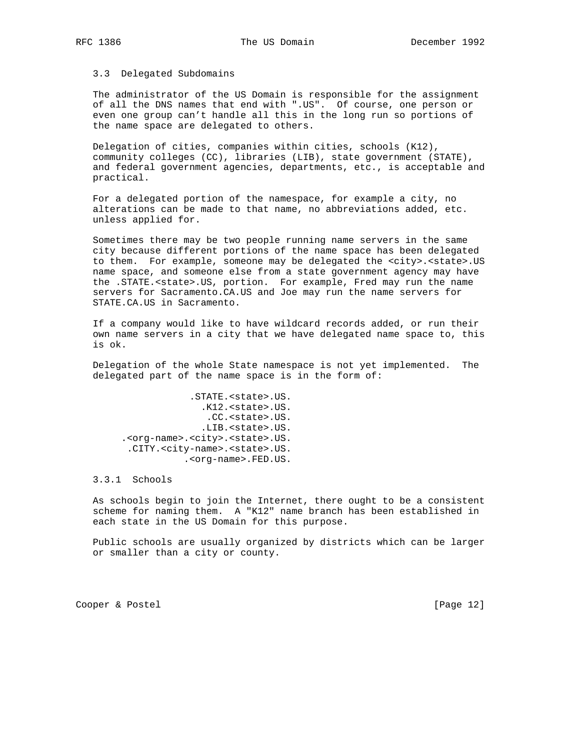### 3.3 Delegated Subdomains

The administrator of the US Domain is responsible for the assignment of all the DNS names that end with ".US". Of course, one person or even one group can't handle all this in the long run so portions of the name space are delegated to others.

Delegation of cities, companies within cities, schools (K12), community colleges (CC), libraries (LIB), state government (STATE), and federal government agencies, departments, etc., is acceptable and practical.

For a delegated portion of the namespace, for example a city, no alterations can be made to that name, no abbreviations added, etc. unless applied for.

Sometimes there may be two people running name servers in the same city because different portions of the name space has been delegated to them. For example, someone may be delegated the <city>.<state>.US name space, and someone else from a state government agency may have the .STATE.<state>.US, portion. For example, Fred may run the name servers for Sacramento.CA.US and Joe may run the name servers for STATE.CA.US in Sacramento.

If a company would like to have wildcard records added, or run their own name servers in a city that we have delegated name space to, this is ok.

Delegation of the whole State namespace is not yet implemented. The delegated part of the name space is in the form of:

```
             .STATE.<state>.US.
               .K12.<state>.US.
                .CC.<state>.US.
               .LIB.<state>.US.
   .<org-name>.<city>.<state>.US.
    .CITY.<city-name>.<state>.US.
            .<org-name>.FED.US.
```

#### 3.3.1 Schools

As schools begin to join the Internet, there ought to be a consistent scheme for naming them. A "K12" name branch has been established in each state in the US Domain for this purpose.

Public schools are usually organized by districts which can be larger or smaller than a city or county.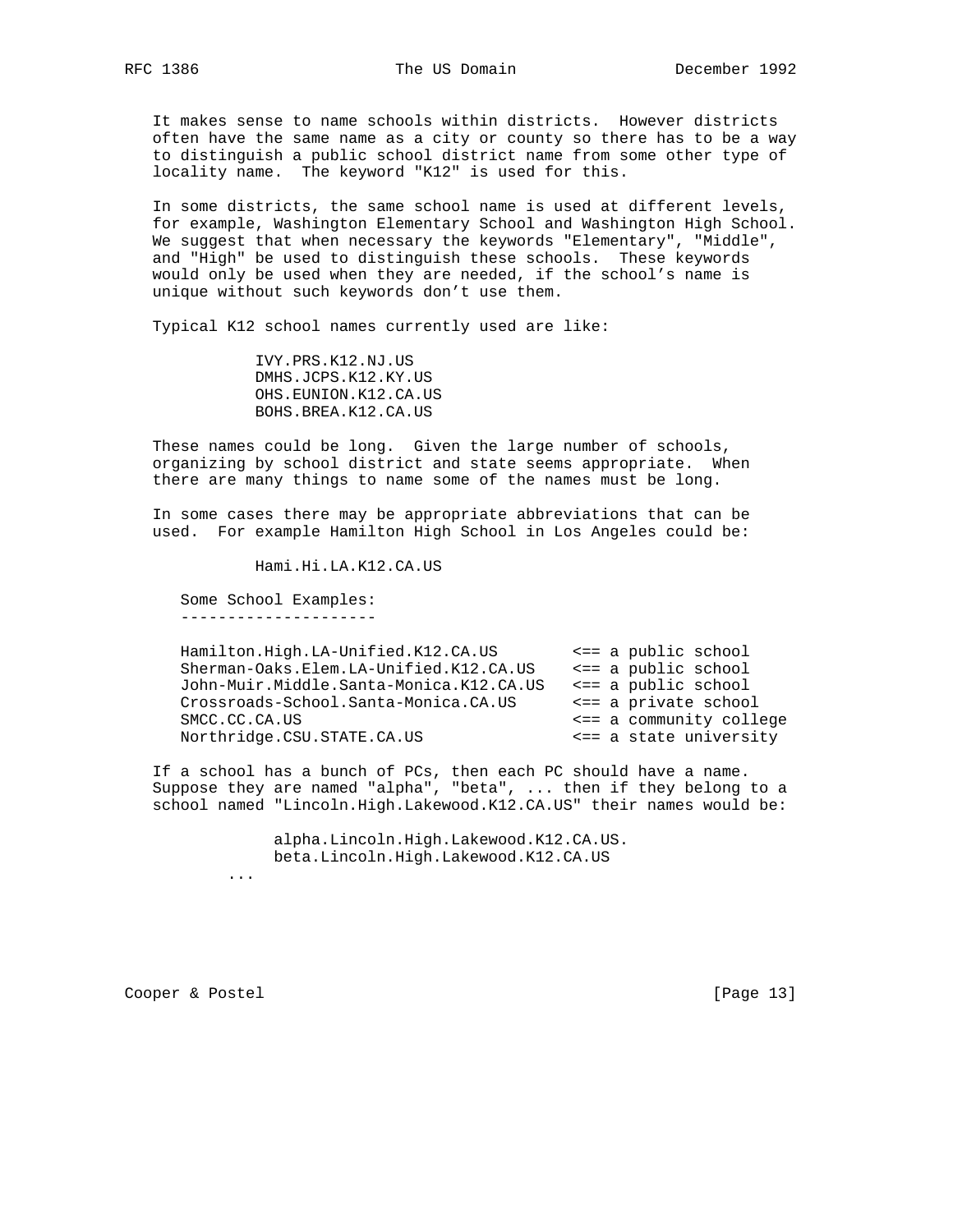It makes sense to name schools within districts. However districts often have the same name as a city or county so there has to be a way to distinguish a public school district name from some other type of locality name. The keyword "K12" is used for this.

In some districts, the same school name is used at different levels, for example, Washington Elementary School and Washington High School. We suggest that when necessary the keywords "Elementary", "Middle", and "High" be used to distinguish these schools. These keywords would only be used when they are needed, if the school's name is unique without such keywords don't use them.

Typical K12 school names currently used are like:

```
IVY.PRS.K12.NJ.US
DMHS.JCPS.K12.KY.US
OHS.EUNION.K12.CA.US
BOHS.BREA.K12.CA.US
```

These names could be long. Given the large number of schools, organizing by school district and state seems appropriate. When there are many things to name some of the names must be long.

In some cases there may be appropriate abbreviations that can be used. For example Hamilton High School in Los Angeles could be:

```
Hami.Hi.LA.K12.CA.US
```

```
Some School Examples:
---------------------

Hamilton.High.LA-Unified.K12.CA.US        <== a public school
Sherman-Oaks.Elem.LA-Unified.K12.CA.US    <== a public school
John-Muir.Middle.Santa-Monica.K12.CA.US   <== a public school
Crossroads-School.Santa-Monica.CA.US      <== a private school
SMCC.CC.CA.US                             <== a community college
Northridge.CSU.STATE.CA.US                <== a state university
```

If a school has a bunch of PCs, then each PC should have a name. Suppose they are named "alpha", "beta", ... then if they belong to a school named "Lincoln.High.Lakewood.K12.CA.US" their names would be:

```
      alpha.Lincoln.High.Lakewood.K12.CA.US.
      beta.Lincoln.High.Lakewood.K12.CA.US
...
```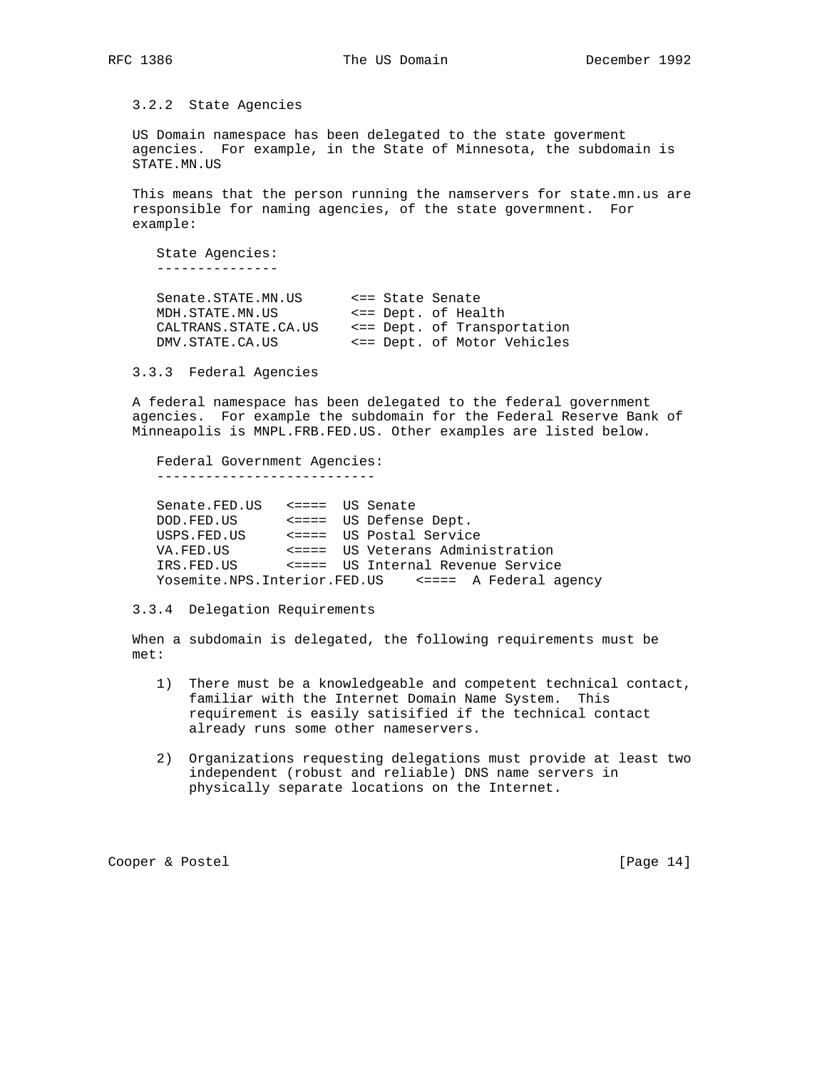### 3.2.2 State Agencies

US Domain namespace has been delegated to the state goverment agencies. For example, in the State of Minnesota, the subdomain is STATE.MN.US

This means that the person running the namservers for state.mn.us are responsible for naming agencies, of the state govermnent. For example:

```
State Agencies:
---------------

Senate.STATE.MN.US      <== State Senate
MDH.STATE.MN.US         <== Dept. of Health
CALTRANS.STATE.CA.US    <== Dept. of Transportation
DMV.STATE.CA.US         <== Dept. of Motor Vehicles
```

### 3.3.3 Federal Agencies

A federal namespace has been delegated to the federal government agencies. For example the subdomain for the Federal Reserve Bank of Minneapolis is MNPL.FRB.FED.US. Other examples are listed below.

```
Federal Government Agencies:
---------------------------

Senate.FED.US   <====  US Senate
DOD.FED.US      <====  US Defense Dept.
USPS.FED.US     <====  US Postal Service
VA.FED.US       <====  US Veterans Administration
IRS.FED.US      <====  US Internal Revenue Service
Yosemite.NPS.Interior.FED.US    <====  A Federal agency
```

### 3.3.4 Delegation Requirements

When a subdomain is delegated, the following requirements must be met:

1) There must be a knowledgeable and competent technical contact, familiar with the Internet Domain Name System. This requirement is easily satisified if the technical contact already runs some other nameservers.

2) Organizations requesting delegations must provide at least two independent (robust and reliable) DNS name servers in physically separate locations on the Internet.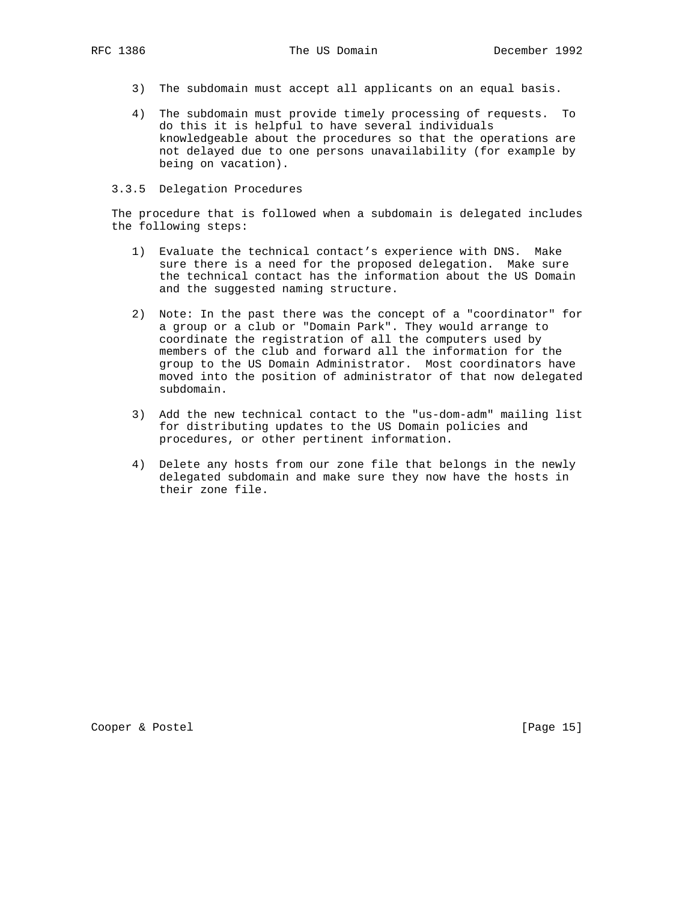3) The subdomain must accept all applicants on an equal basis.

4) The subdomain must provide timely processing of requests. To do this it is helpful to have several individuals knowledgeable about the procedures so that the operations are not delayed due to one persons unavailability (for example by being on vacation).

### 3.3.5 Delegation Procedures

The procedure that is followed when a subdomain is delegated includes the following steps:

1) Evaluate the technical contact's experience with DNS. Make sure there is a need for the proposed delegation. Make sure the technical contact has the information about the US Domain and the suggested naming structure.

2) Note: In the past there was the concept of a "coordinator" for a group or a club or "Domain Park". They would arrange to coordinate the registration of all the computers used by members of the club and forward all the information for the group to the US Domain Administrator. Most coordinators have moved into the position of administrator of that now delegated subdomain.

3) Add the new technical contact to the "us-dom-adm" mailing list for distributing updates to the US Domain policies and procedures, or other pertinent information.

4) Delete any hosts from our zone file that belongs in the newly delegated subdomain and make sure they now have the hosts in their zone file.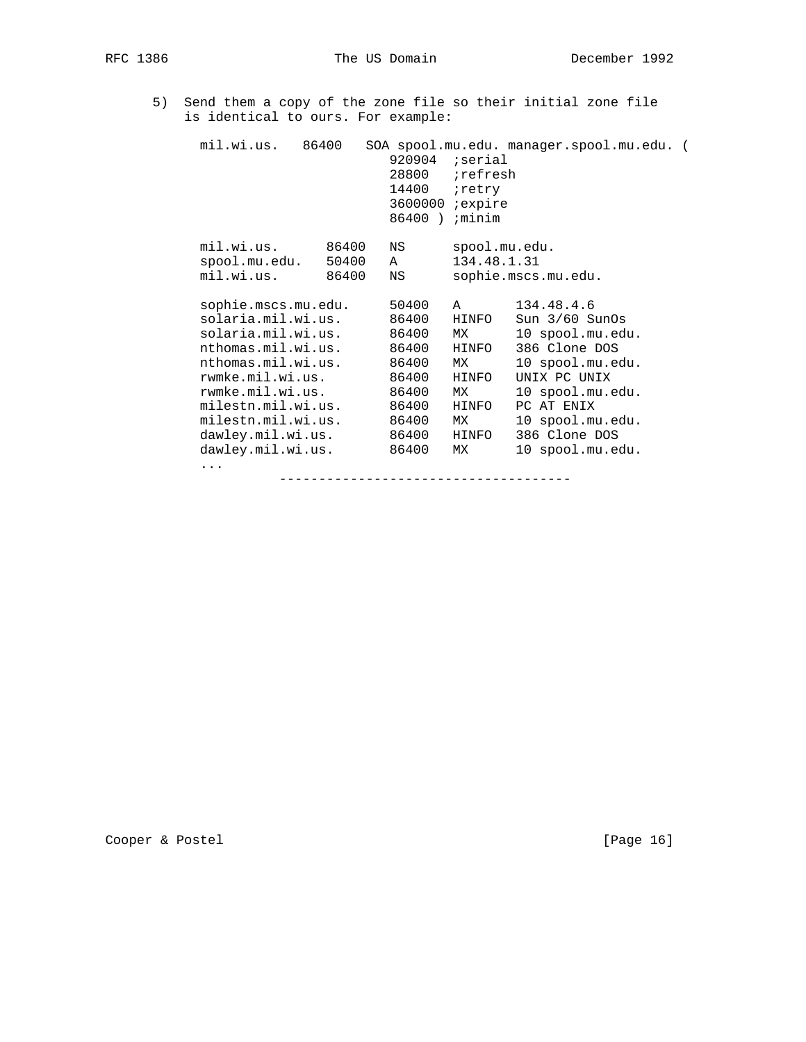5) Send them a copy of the zone file so their initial zone file is identical to ours. For example:

```
mil.wi.us.   86400   SOA spool.mu.edu. manager.spool.mu.edu. (
                        920904  ;serial
                        28800   ;refresh
                        14400   ;retry
                        3600000 ;expire
                        86400 ) ;minim

mil.wi.us.      86400   NS      spool.mu.edu.
spool.mu.edu.   50400   A       134.48.1.31
mil.wi.us.      86400   NS      sophie.mscs.mu.edu.

sophie.mscs.mu.edu.     50400   A       134.48.4.6
solaria.mil.wi.us.      86400   HINFO   Sun 3/60 SunOs
solaria.mil.wi.us.      86400   MX      10 spool.mu.edu.
nthomas.mil.wi.us.      86400   HINFO   386 Clone DOS
nthomas.mil.wi.us.      86400   MX      10 spool.mu.edu.
rwmke.mil.wi.us.        86400   HINFO   UNIX PC UNIX
rwmke.mil.wi.us.        86400   MX      10 spool.mu.edu.
milestn.mil.wi.us.      86400   HINFO   PC AT ENIX
milestn.mil.wi.us.      86400   MX      10 spool.mu.edu.
dawley.mil.wi.us.       86400   HINFO   386 Clone DOS
dawley.mil.wi.us.       86400   MX      10 spool.mu.edu.
...
          ------------------------------------
```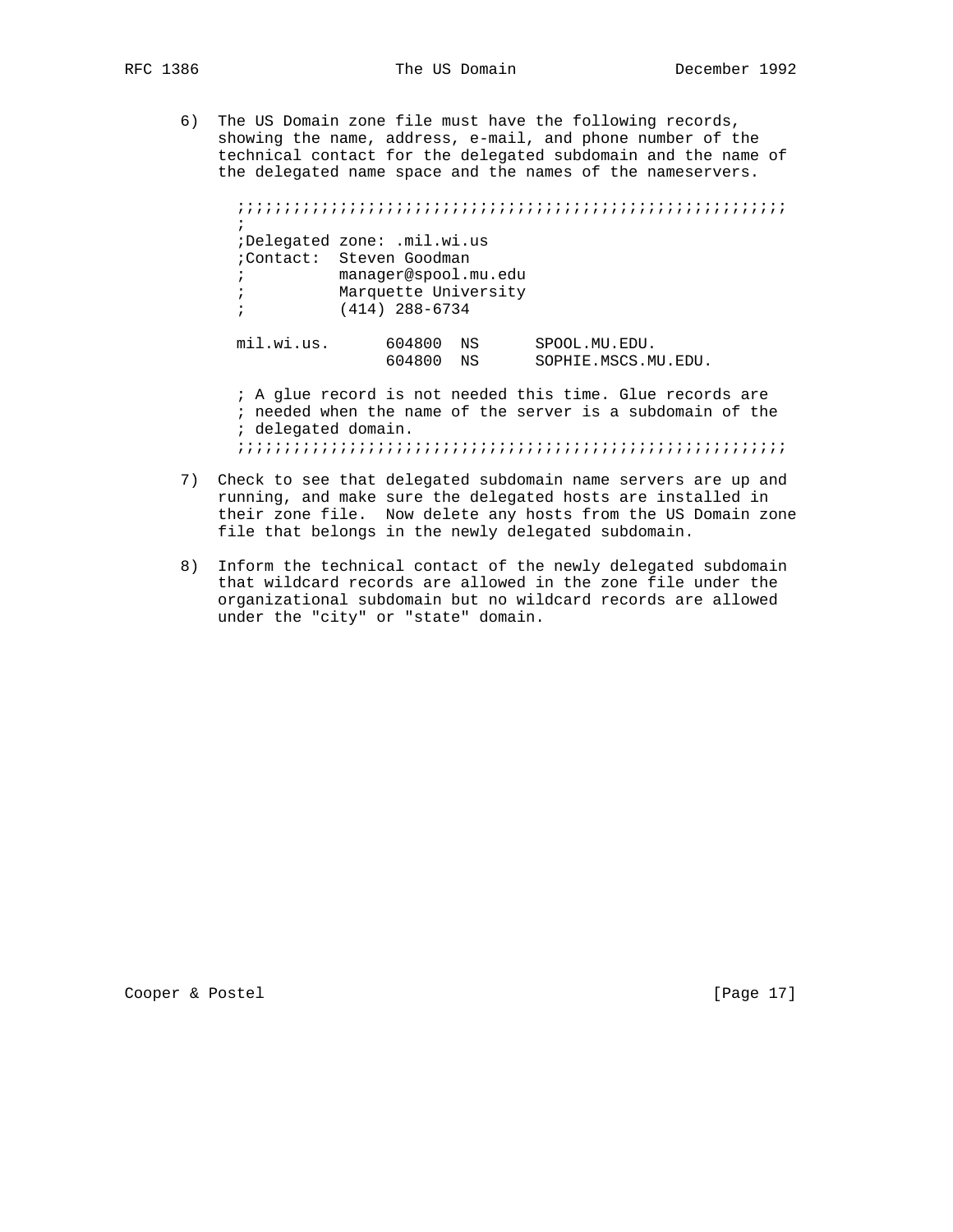6) The US Domain zone file must have the following records, showing the name, address, e-mail, and phone number of the technical contact for the delegated subdomain and the name of the delegated name space and the names of the nameservers.

```
;;;;;;;;;;;;;;;;;;;;;;;;;;;;;;;;;;;;;;;;;;;;;;;;;;;;;;;;;;;
;
;Delegated zone: .mil.wi.us
;Contact:  Steven Goodman
;          manager@spool.mu.edu
;          Marquette University
;          (414) 288-6734

mil.wi.us.      604800  NS      SPOOL.MU.EDU.
                604800  NS      SOPHIE.MSCS.MU.EDU.

; A glue record is not needed this time. Glue records are
; needed when the name of the server is a subdomain of the
; delegated domain.
;;;;;;;;;;;;;;;;;;;;;;;;;;;;;;;;;;;;;;;;;;;;;;;;;;;;;;;;;;;
```

7) Check to see that delegated subdomain name servers are up and running, and make sure the delegated hosts are installed in their zone file. Now delete any hosts from the US Domain zone file that belongs in the newly delegated subdomain.

8) Inform the technical contact of the newly delegated subdomain that wildcard records are allowed in the zone file under the organizational subdomain but no wildcard records are allowed under the "city" or "state" domain.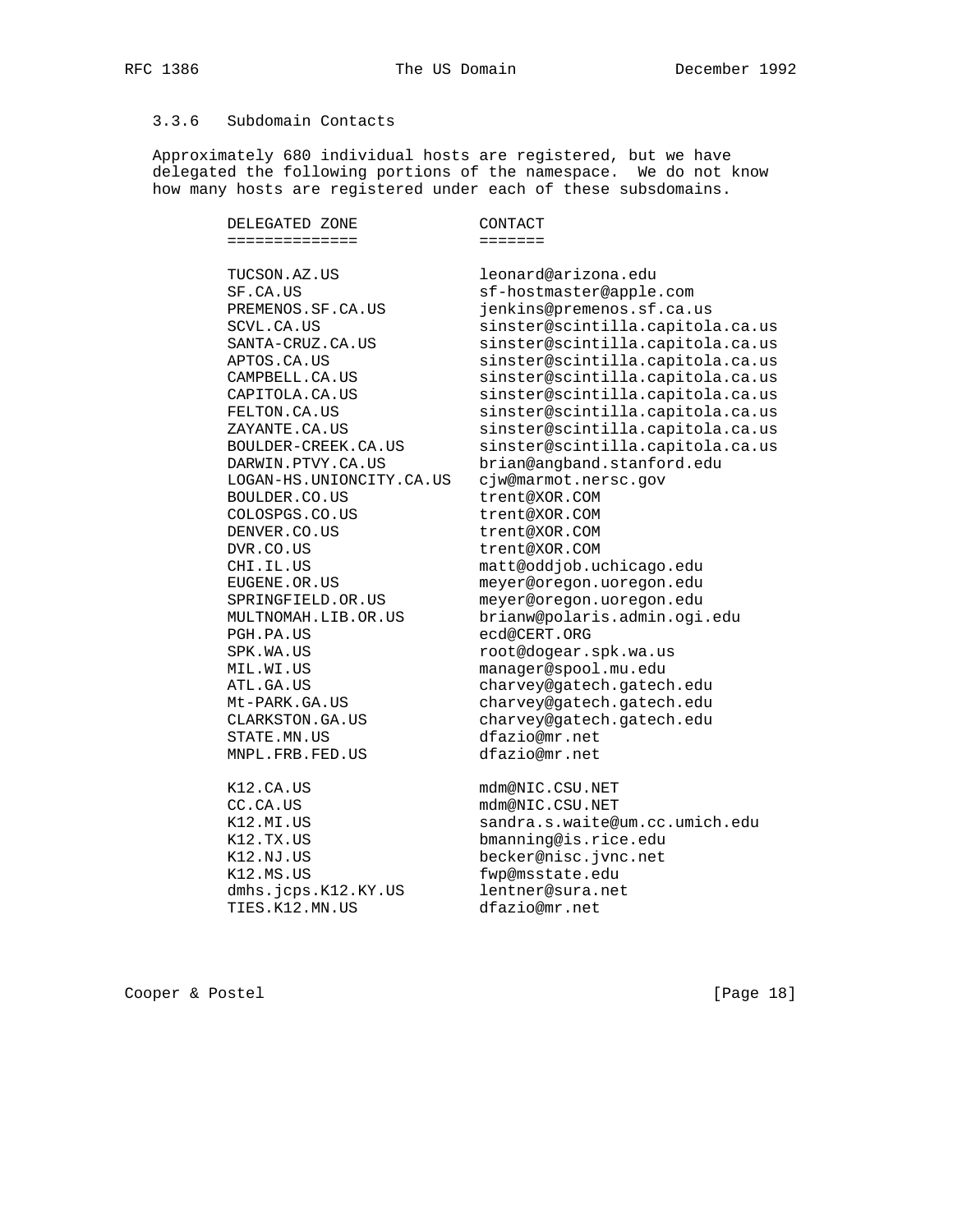### 3.3.6 Subdomain Contacts

Approximately 680 individual hosts are registered, but we have delegated the following portions of the namespace. We do not know how many hosts are registered under each of these subsdomains.

| DELEGATED ZONE | CONTACT |
| --- | --- |
| TUCSON.AZ.US | leonard@arizona.edu |
| SF.CA.US | sf-hostmaster@apple.com |
| PREMENOS.SF.CA.US | jenkins@premenos.sf.ca.us |
| SCVL.CA.US | sinster@scintilla.capitola.ca.us |
| SANTA-CRUZ.CA.US | sinster@scintilla.capitola.ca.us |
| APTOS.CA.US | sinster@scintilla.capitola.ca.us |
| CAMPBELL.CA.US | sinster@scintilla.capitola.ca.us |
| CAPITOLA.CA.US | sinster@scintilla.capitola.ca.us |
| FELTON.CA.US | sinster@scintilla.capitola.ca.us |
| ZAYANTE.CA.US | sinster@scintilla.capitola.ca.us |
| BOULDER-CREEK.CA.US | sinster@scintilla.capitola.ca.us |
| DARWIN.PTVY.CA.US | brian@angband.stanford.edu |
| LOGAN-HS.UNIONCITY.CA.US | cjw@marmot.nersc.gov |
| BOULDER.CO.US | trent@XOR.COM |
| COLOSPGS.CO.US | trent@XOR.COM |
| DENVER.CO.US | trent@XOR.COM |
| DVR.CO.US | trent@XOR.COM |
| CHI.IL.US | matt@oddjob.uchicago.edu |
| EUGENE.OR.US | meyer@oregon.uoregon.edu |
| SPRINGFIELD.OR.US | meyer@oregon.uoregon.edu |
| MULTNOMAH.LIB.OR.US | brianw@polaris.admin.ogi.edu |
| PGH.PA.US | ecd@CERT.ORG |
| SPK.WA.US | root@dogear.spk.wa.us |
| MIL.WI.US | manager@spool.mu.edu |
| ATL.GA.US | charvey@gatech.gatech.edu |
| Mt-PARK.GA.US | charvey@gatech.gatech.edu |
| CLARKSTON.GA.US | charvey@gatech.gatech.edu |
| STATE.MN.US | dfazio@mr.net |
| MNPL.FRB.FED.US | dfazio@mr.net |
| | |
| K12.CA.US | mdm@NIC.CSU.NET |
| CC.CA.US | mdm@NIC.CSU.NET |
| K12.MI.US | sandra.s.waite@um.cc.umich.edu |
| K12.TX.US | bmanning@is.rice.edu |
| K12.NJ.US | becker@nisc.jvnc.net |
| K12.MS.US | fwp@msstate.edu |
| dmhs.jcps.K12.KY.US | lentner@sura.net |
| TIES.K12.MN.US | dfazio@mr.net |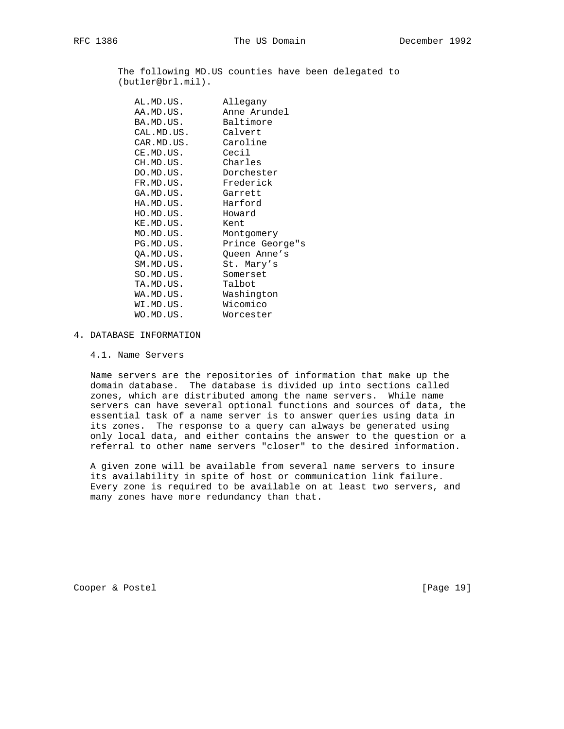The following MD.US counties have been delegated to (butler@brl.mil).

```
AL.MD.US.       Allegany
AA.MD.US.       Anne Arundel
BA.MD.US.       Baltimore
CAL.MD.US.      Calvert
CAR.MD.US.      Caroline
CE.MD.US.       Cecil
CH.MD.US.       Charles
DO.MD.US.       Dorchester
FR.MD.US.       Frederick
GA.MD.US.       Garrett
HA.MD.US.       Harford
HO.MD.US.       Howard
KE.MD.US.       Kent
MO.MD.US.       Montgomery
PG.MD.US.       Prince George"s
QA.MD.US.       Queen Anne's
SM.MD.US.       St. Mary's
SO.MD.US.       Somerset
TA.MD.US.       Talbot
WA.MD.US.       Washington
WI.MD.US.       Wicomico
WO.MD.US.       Worcester
```

## 4. DATABASE INFORMATION

### 4.1. Name Servers

Name servers are the repositories of information that make up the domain database. The database is divided up into sections called zones, which are distributed among the name servers. While name servers can have several optional functions and sources of data, the essential task of a name server is to answer queries using data in its zones. The response to a query can always be generated using only local data, and either contains the answer to the question or a referral to other name servers "closer" to the desired information.

A given zone will be available from several name servers to insure its availability in spite of host or communication link failure. Every zone is required to be available on at least two servers, and many zones have more redundancy than that.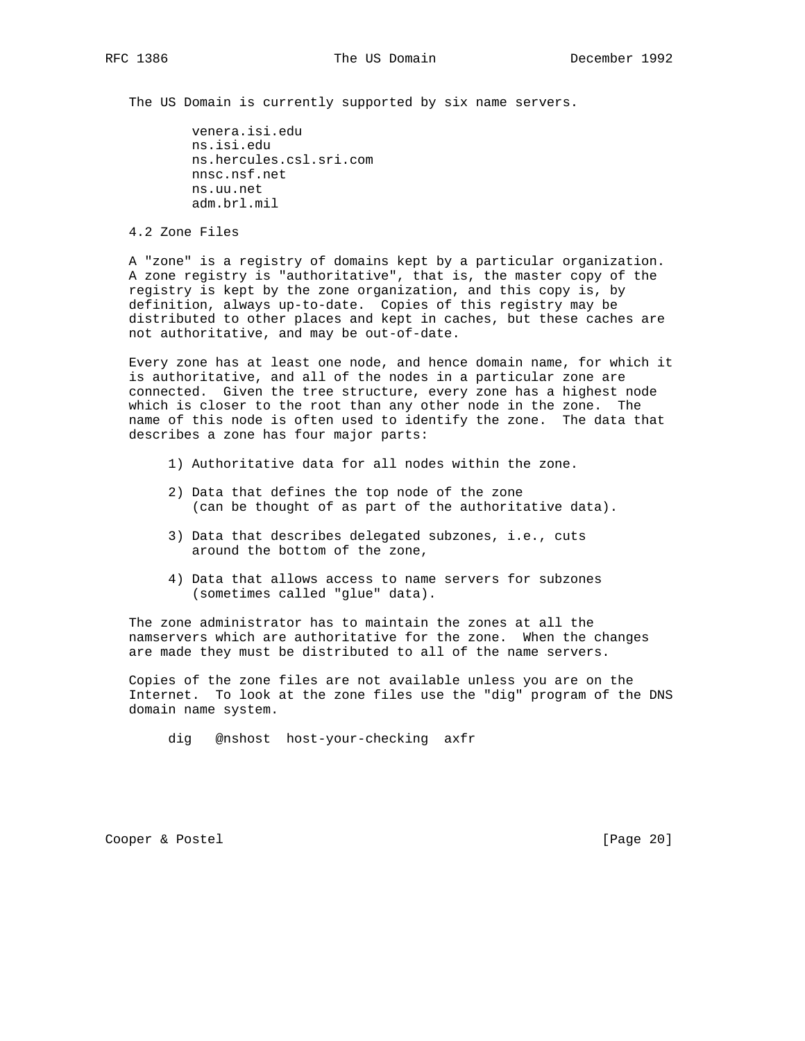The US Domain is currently supported by six name servers.

```
venera.isi.edu
ns.isi.edu
ns.hercules.csl.sri.com
nnsc.nsf.net
ns.uu.net
adm.brl.mil
```

### 4.2 Zone Files

A "zone" is a registry of domains kept by a particular organization. A zone registry is "authoritative", that is, the master copy of the registry is kept by the zone organization, and this copy is, by definition, always up-to-date. Copies of this registry may be distributed to other places and kept in caches, but these caches are not authoritative, and may be out-of-date.

Every zone has at least one node, and hence domain name, for which it is authoritative, and all of the nodes in a particular zone are connected. Given the tree structure, every zone has a highest node which is closer to the root than any other node in the zone. The name of this node is often used to identify the zone. The data that describes a zone has four major parts:

1) Authoritative data for all nodes within the zone.

2) Data that defines the top node of the zone (can be thought of as part of the authoritative data).

3) Data that describes delegated subzones, i.e., cuts around the bottom of the zone,

4) Data that allows access to name servers for subzones (sometimes called "glue" data).

The zone administrator has to maintain the zones at all the namservers which are authoritative for the zone. When the changes are made they must be distributed to all of the name servers.

Copies of the zone files are not available unless you are on the Internet. To look at the zone files use the "dig" program of the DNS domain name system.

```
dig   @nshost  host-your-checking  axfr
```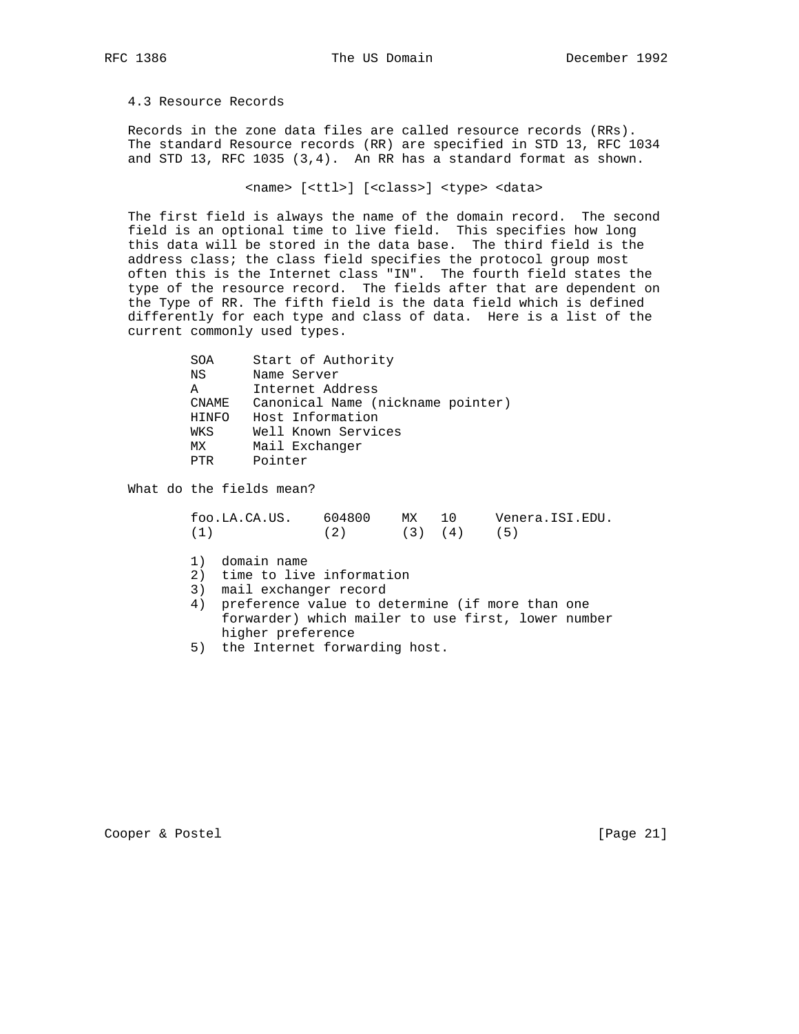### 4.3 Resource Records

Records in the zone data files are called resource records (RRs). The standard Resource records (RR) are specified in STD 13, RFC 1034 and STD 13, RFC 1035 (3,4). An RR has a standard format as shown.

```
<name> [<ttl>] [<class>] <type> <data>
```

The first field is always the name of the domain record. The second field is an optional time to live field. This specifies how long this data will be stored in the data base. The third field is the address class; the class field specifies the protocol group most often this is the Internet class "IN". The fourth field states the type of the resource record. The fields after that are dependent on the Type of RR. The fifth field is the data field which is defined differently for each type and class of data. Here is a list of the current commonly used types.

```
SOA     Start of Authority
NS      Name Server
A       Internet Address
CNAME   Canonical Name (nickname pointer)
HINFO   Host Information
WKS     Well Known Services
MX      Mail Exchanger
PTR     Pointer
```

What do the fields mean?

```
foo.LA.CA.US.    604800    MX   10     Venera.ISI.EDU.
(1)              (2)       (3)  (4)    (5)
```

1) domain name
2) time to live information
3) mail exchanger record
4) preference value to determine (if more than one forwarder) which mailer to use first, lower number higher preference
5) the Internet forwarding host.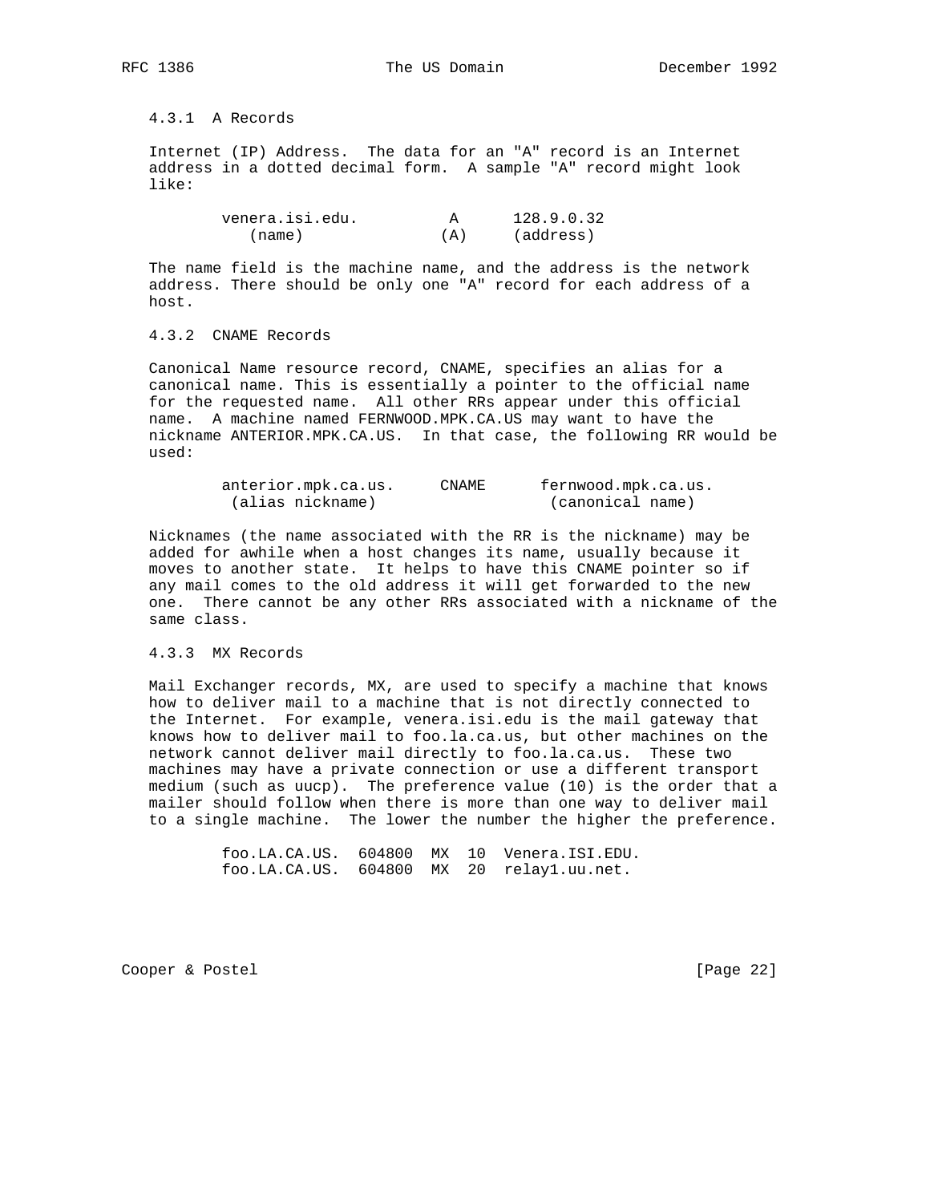#### 4.3.1 A Records

Internet (IP) Address. The data for an "A" record is an Internet address in a dotted decimal form. A sample "A" record might look like:

```
        venera.isi.edu.          A      128.9.0.32
           (name)               (A)     (address)
```

The name field is the machine name, and the address is the network address. There should be only one "A" record for each address of a host.

#### 4.3.2 CNAME Records

Canonical Name resource record, CNAME, specifies an alias for a canonical name. This is essentially a pointer to the official name for the requested name. All other RRs appear under this official name. A machine named FERNWOOD.MPK.CA.US may want to have the nickname ANTERIOR.MPK.CA.US. In that case, the following RR would be used:

```
        anterior.mpk.ca.us.     CNAME      fernwood.mpk.ca.us.
         (alias nickname)                   (canonical name)
```

Nicknames (the name associated with the RR is the nickname) may be added for awhile when a host changes its name, usually because it moves to another state. It helps to have this CNAME pointer so if any mail comes to the old address it will get forwarded to the new one. There cannot be any other RRs associated with a nickname of the same class.

#### 4.3.3 MX Records

Mail Exchanger records, MX, are used to specify a machine that knows how to deliver mail to a machine that is not directly connected to the Internet. For example, venera.isi.edu is the mail gateway that knows how to deliver mail to foo.la.ca.us, but other machines on the network cannot deliver mail directly to foo.la.ca.us. These two machines may have a private connection or use a different transport medium (such as uucp). The preference value (10) is the order that a mailer should follow when there is more than one way to deliver mail to a single machine. The lower the number the higher the preference.

```
        foo.LA.CA.US.  604800  MX  10  Venera.ISI.EDU.
        foo.LA.CA.US.  604800  MX  20  relay1.uu.net.
```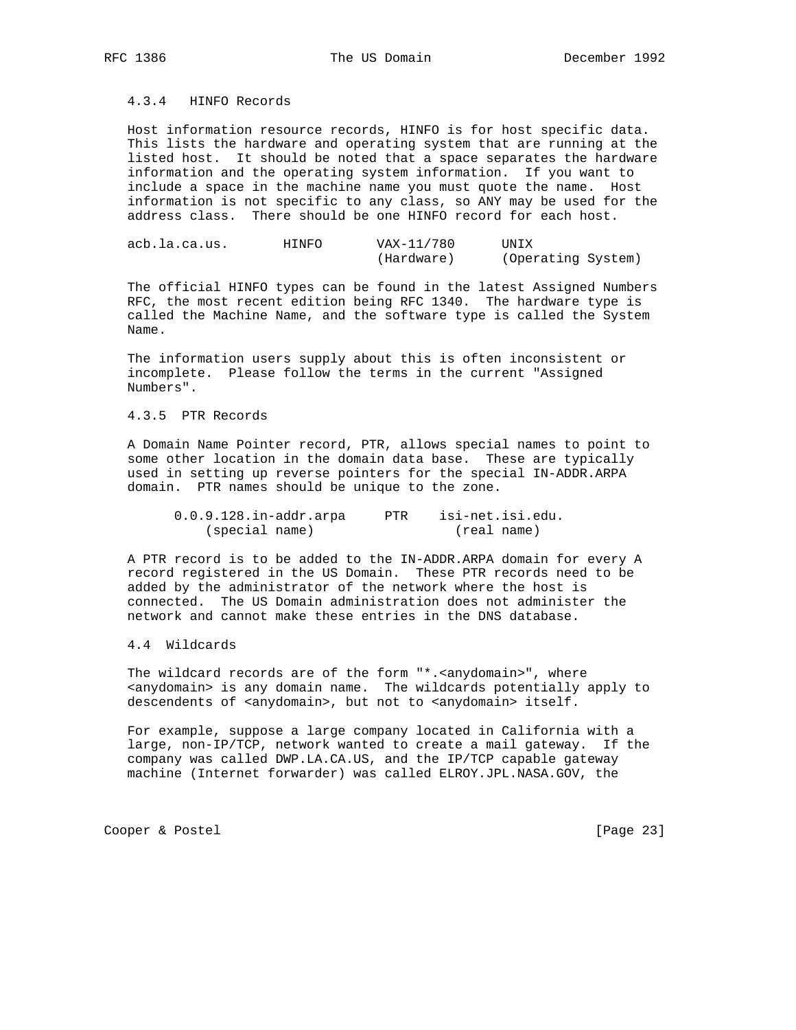### 4.3.4 HINFO Records

Host information resource records, HINFO is for host specific data. This lists the hardware and operating system that are running at the listed host. It should be noted that a space separates the hardware information and the operating system information. If you want to include a space in the machine name you must quote the name. Host information is not specific to any class, so ANY may be used for the address class. There should be one HINFO record for each host.

```
acb.la.ca.us.       HINFO       VAX-11/780      UNIX
                                (Hardware)      (Operating System)
```

The official HINFO types can be found in the latest Assigned Numbers RFC, the most recent edition being RFC 1340. The hardware type is called the Machine Name, and the software type is called the System Name.

The information users supply about this is often inconsistent or incomplete. Please follow the terms in the current "Assigned Numbers".

### 4.3.5 PTR Records

A Domain Name Pointer record, PTR, allows special names to point to some other location in the domain data base. These are typically used in setting up reverse pointers for the special IN-ADDR.ARPA domain. PTR names should be unique to the zone.

```
      0.0.9.128.in-addr.arpa     PTR    isi-net.isi.edu.
          (special name)                  (real name)
```

A PTR record is to be added to the IN-ADDR.ARPA domain for every A record registered in the US Domain. These PTR records need to be added by the administrator of the network where the host is connected. The US Domain administration does not administer the network and cannot make these entries in the DNS database.

## 4.4 Wildcards

The wildcard records are of the form "*.<anydomain>", where <anydomain> is any domain name. The wildcards potentially apply to descendents of <anydomain>, but not to <anydomain> itself.

For example, suppose a large company located in California with a large, non-IP/TCP, network wanted to create a mail gateway. If the company was called DWP.LA.CA.US, and the IP/TCP capable gateway machine (Internet forwarder) was called ELROY.JPL.NASA.GOV, the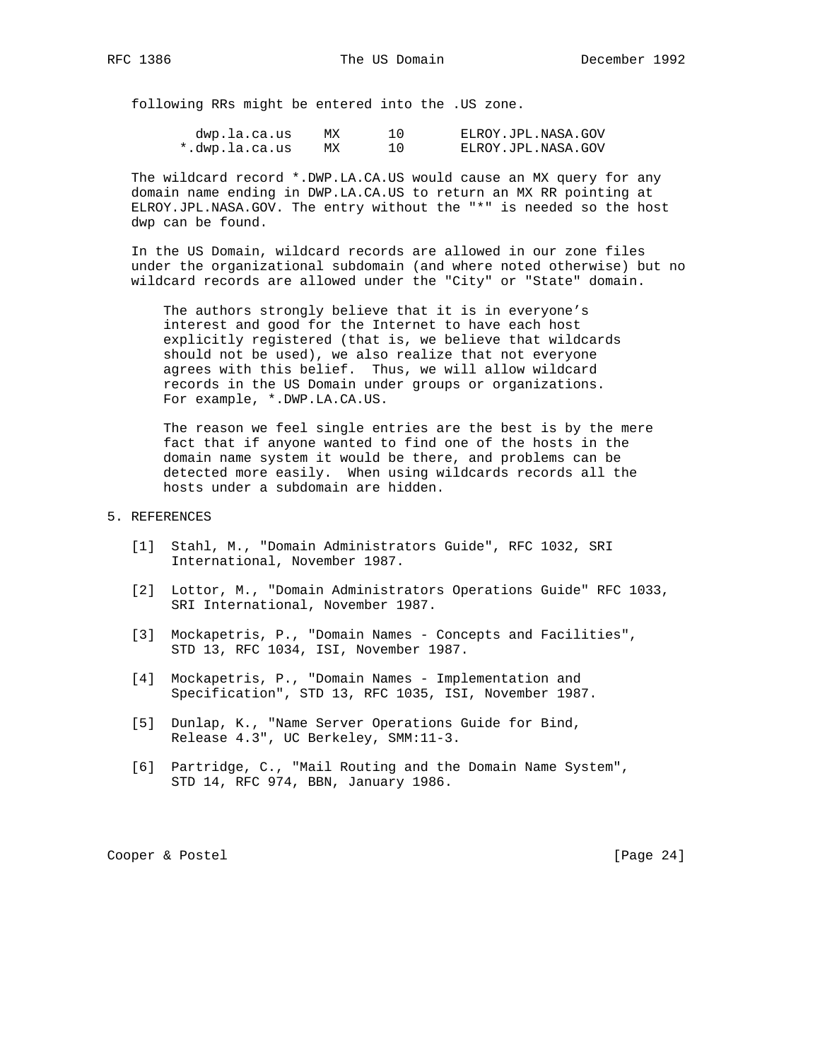following RRs might be entered into the .US zone.

```
  dwp.la.ca.us    MX      10       ELROY.JPL.NASA.GOV
*.dwp.la.ca.us    MX      10       ELROY.JPL.NASA.GOV
```

The wildcard record *.DWP.LA.CA.US would cause an MX query for any domain name ending in DWP.LA.CA.US to return an MX RR pointing at ELROY.JPL.NASA.GOV. The entry without the "*" is needed so the host dwp can be found.

In the US Domain, wildcard records are allowed in our zone files under the organizational subdomain (and where noted otherwise) but no wildcard records are allowed under the "City" or "State" domain.

> The authors strongly believe that it is in everyone's interest and good for the Internet to have each host explicitly registered (that is, we believe that wildcards should not be used), we also realize that not everyone agrees with this belief. Thus, we will allow wildcard records in the US Domain under groups or organizations. For example, *.DWP.LA.CA.US.
>
> The reason we feel single entries are the best is by the mere fact that if anyone wanted to find one of the hosts in the domain name system it would be there, and problems can be detected more easily. When using wildcards records all the hosts under a subdomain are hidden.

## 5. REFERENCES

[1] Stahl, M., "Domain Administrators Guide", RFC 1032, SRI International, November 1987.

[2] Lottor, M., "Domain Administrators Operations Guide" RFC 1033, SRI International, November 1987.

[3] Mockapetris, P., "Domain Names - Concepts and Facilities", STD 13, RFC 1034, ISI, November 1987.

[4] Mockapetris, P., "Domain Names - Implementation and Specification", STD 13, RFC 1035, ISI, November 1987.

[5] Dunlap, K., "Name Server Operations Guide for Bind, Release 4.3", UC Berkeley, SMM:11-3.

[6] Partridge, C., "Mail Routing and the Domain Name System", STD 14, RFC 974, BBN, January 1986.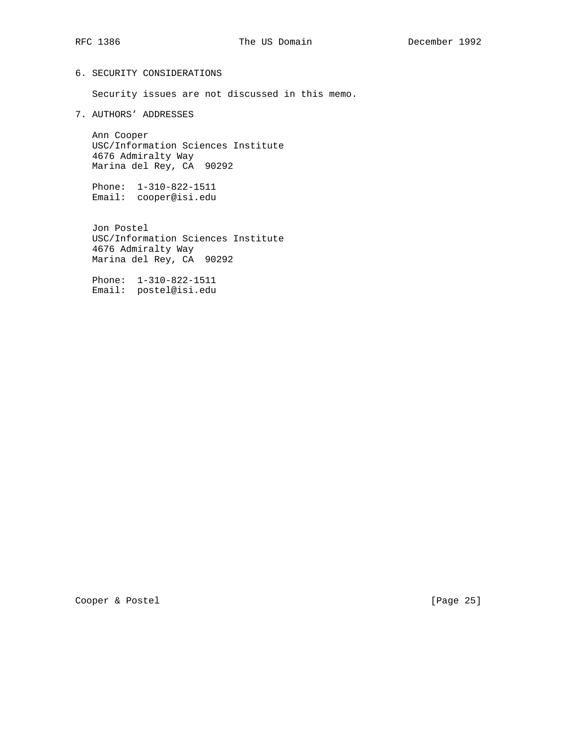## 6. SECURITY CONSIDERATIONS

Security issues are not discussed in this memo.

## 7. AUTHORS' ADDRESSES

Ann Cooper
USC/Information Sciences Institute
4676 Admiralty Way
Marina del Rey, CA  90292

Phone:  1-310-822-1511
Email:  cooper@isi.edu

Jon Postel
USC/Information Sciences Institute
4676 Admiralty Way
Marina del Rey, CA  90292

Phone:  1-310-822-1511
Email:  postel@isi.edu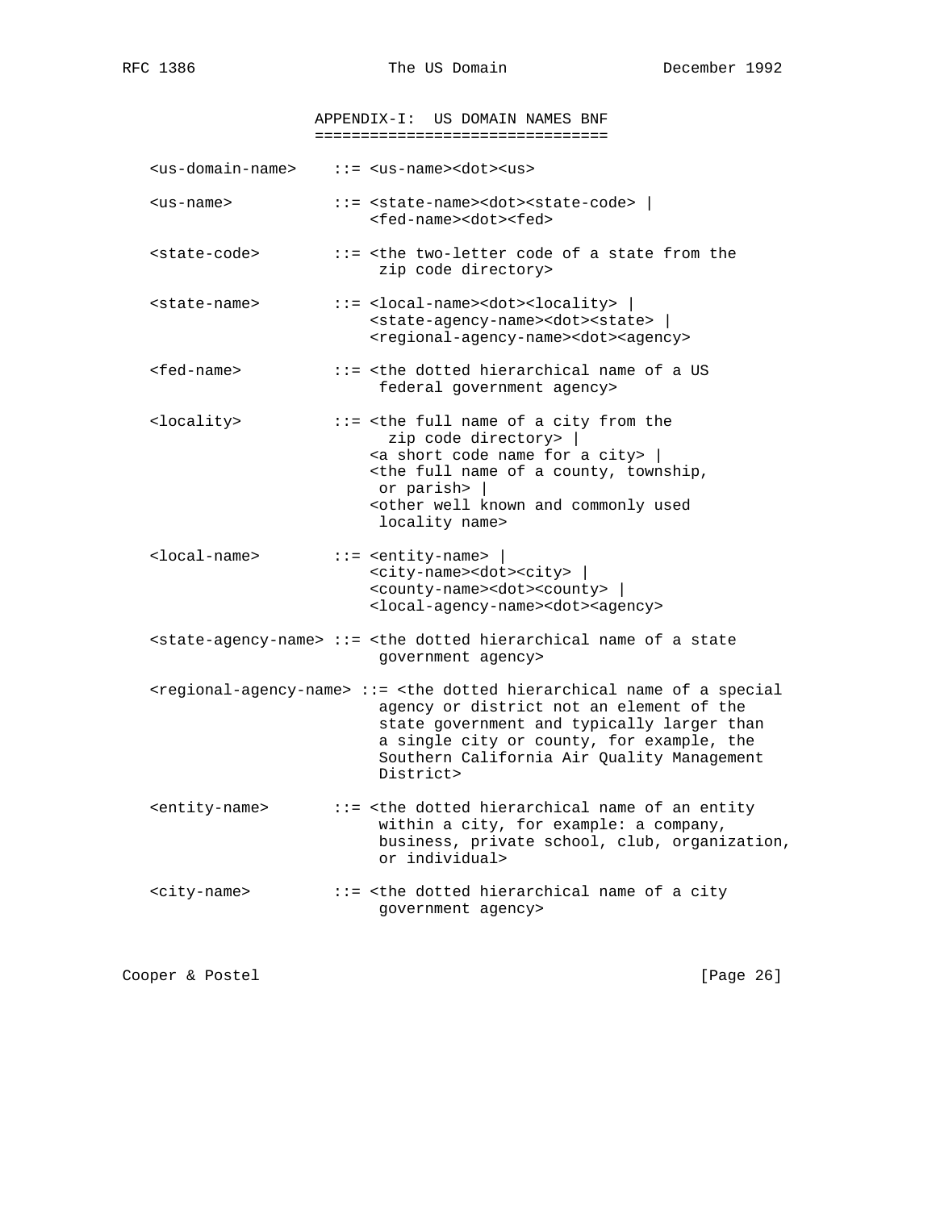## APPENDIX-I: US DOMAIN NAMES BNF

```
<us-domain-name>    ::= <us-name><dot><us>

<us-name>           ::= <state-name><dot><state-code> |
                        <fed-name><dot><fed>

<state-code>        ::= <the two-letter code of a state from the
                         zip code directory>

<state-name>        ::= <local-name><dot><locality> |
                        <state-agency-name><dot><state> |
                        <regional-agency-name><dot><agency>

<fed-name>          ::= <the dotted hierarchical name of a US
                         federal government agency>

<locality>          ::= <the full name of a city from the
                          zip code directory> |
                        <a short code name for a city> |
                        <the full name of a county, township,
                         or parish> |
                        <other well known and commonly used
                         locality name>

<local-name>        ::= <entity-name> |
                        <city-name><dot><city> |
                        <county-name><dot><county> |
                        <local-agency-name><dot><agency>

<state-agency-name> ::= <the dotted hierarchical name of a state
                         government agency>

<regional-agency-name> ::= <the dotted hierarchical name of a special
                         agency or district not an element of the
                         state government and typically larger than
                         a single city or county, for example, the
                         Southern California Air Quality Management
                         District>

<entity-name>       ::= <the dotted hierarchical name of an entity
                         within a city, for example: a company,
                         business, private school, club, organization,
                         or individual>

<city-name>         ::= <the dotted hierarchical name of a city
                         government agency>
```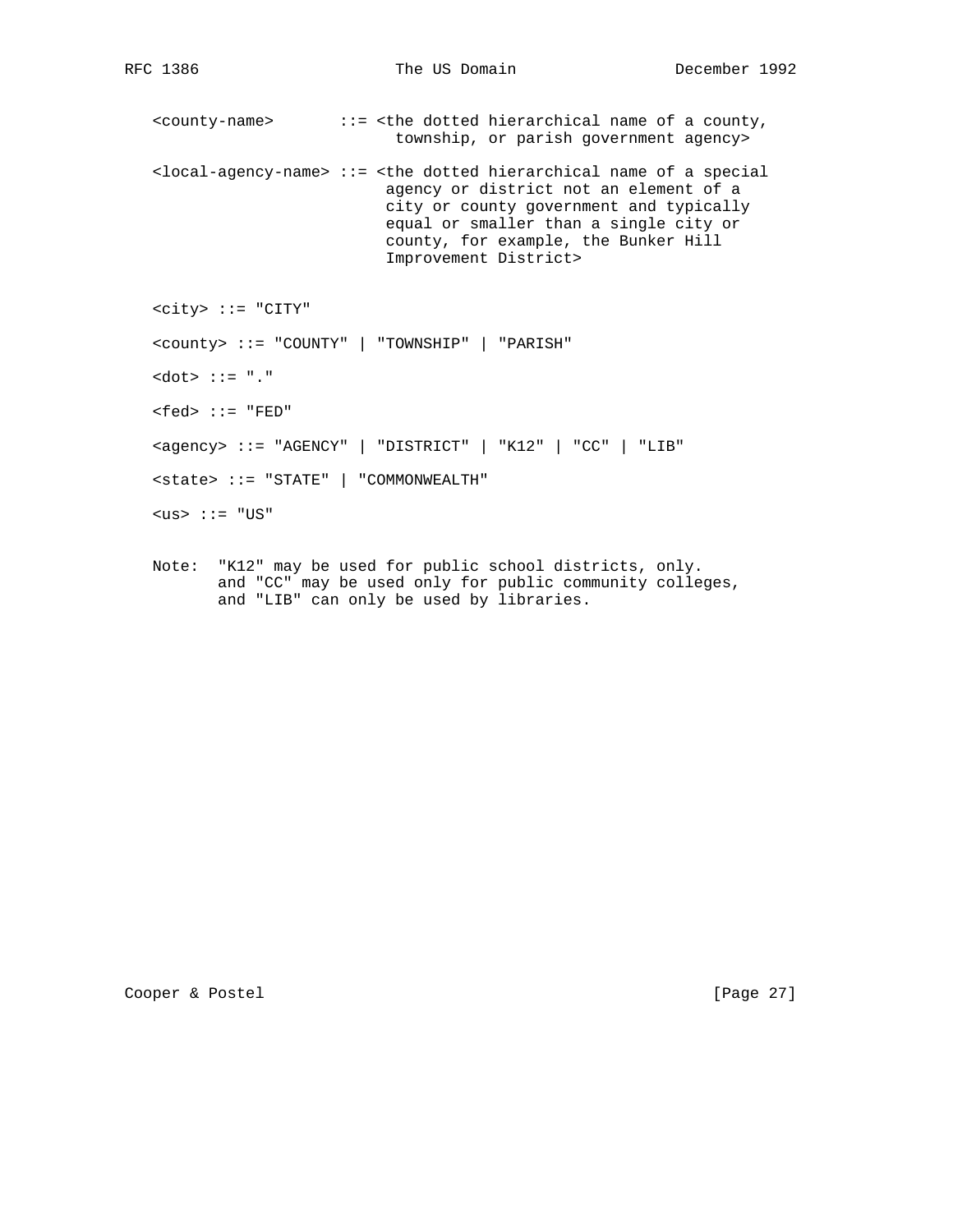```
   <county-name>       ::= <the dotted hierarchical name of a county,
                            township, or parish government agency>

   <local-agency-name> ::= <the dotted hierarchical name of a special
                           agency or district not an element of a
                           city or county government and typically
                           equal or smaller than a single city or
                           county, for example, the Bunker Hill
                           Improvement District>


   <city> ::= "CITY"

   <county> ::= "COUNTY" | "TOWNSHIP" | "PARISH"

   <dot> ::= "."

   <fed> ::= "FED"

   <agency> ::= "AGENCY" | "DISTRICT" | "K12" | "CC" | "LIB"

   <state> ::= "STATE" | "COMMONWEALTH"

   <us> ::= "US"


   Note:  "K12" may be used for public school districts, only.
          and "CC" may be used only for public community colleges,
          and "LIB" can only be used by libraries.
```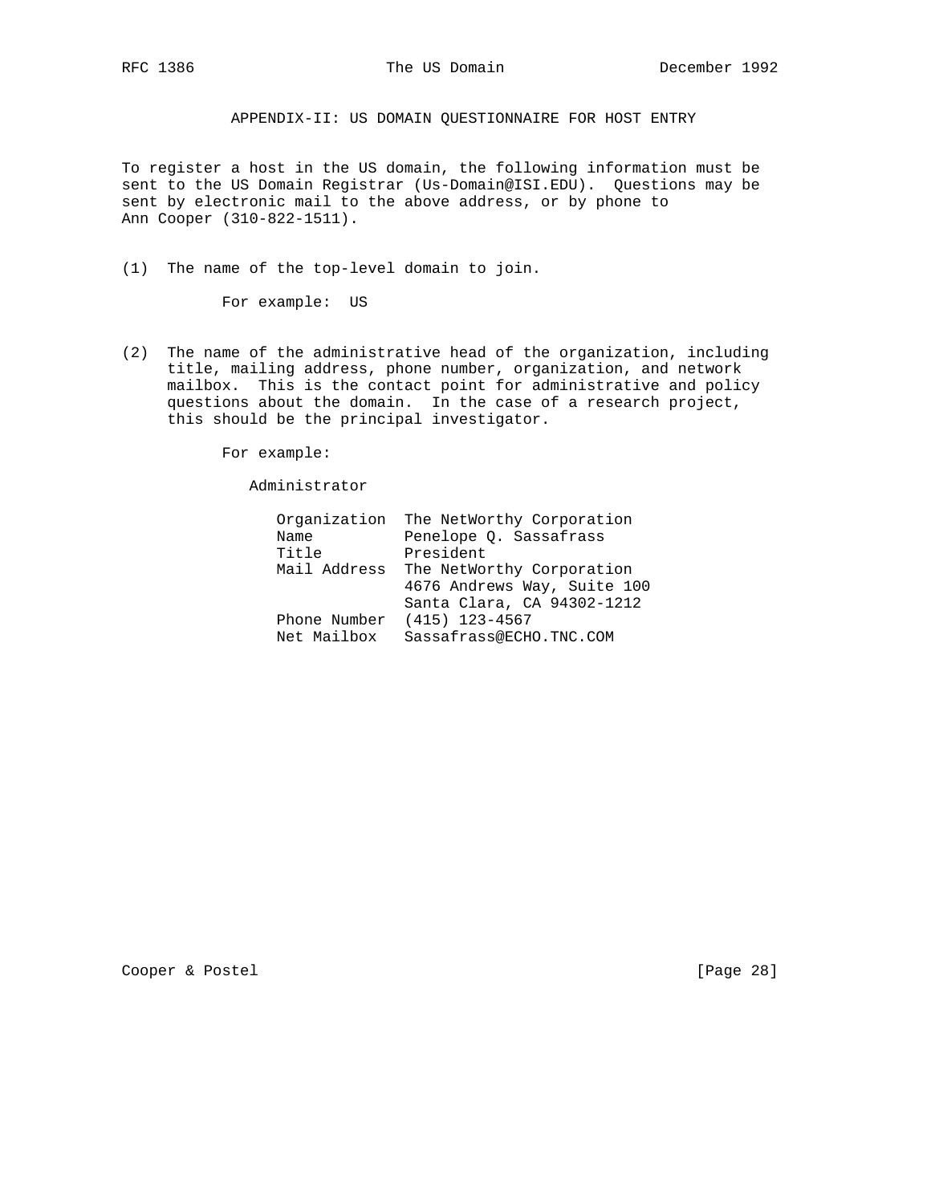## APPENDIX-II: US DOMAIN QUESTIONNAIRE FOR HOST ENTRY

To register a host in the US domain, the following information must be sent to the US Domain Registrar (Us-Domain@ISI.EDU). Questions may be sent by electronic mail to the above address, or by phone to Ann Cooper (310-822-1511).

(1) The name of the top-level domain to join.

For example: US

(2) The name of the administrative head of the organization, including title, mailing address, phone number, organization, and network mailbox. This is the contact point for administrative and policy questions about the domain. In the case of a research project, this should be the principal investigator.

For example:

```
   Administrator

      Organization  The NetWorthy Corporation
      Name          Penelope Q. Sassafrass
      Title         President
      Mail Address  The NetWorthy Corporation
                    4676 Andrews Way, Suite 100
                    Santa Clara, CA 94302-1212
      Phone Number  (415) 123-4567
      Net Mailbox   Sassafrass@ECHO.TNC.COM
```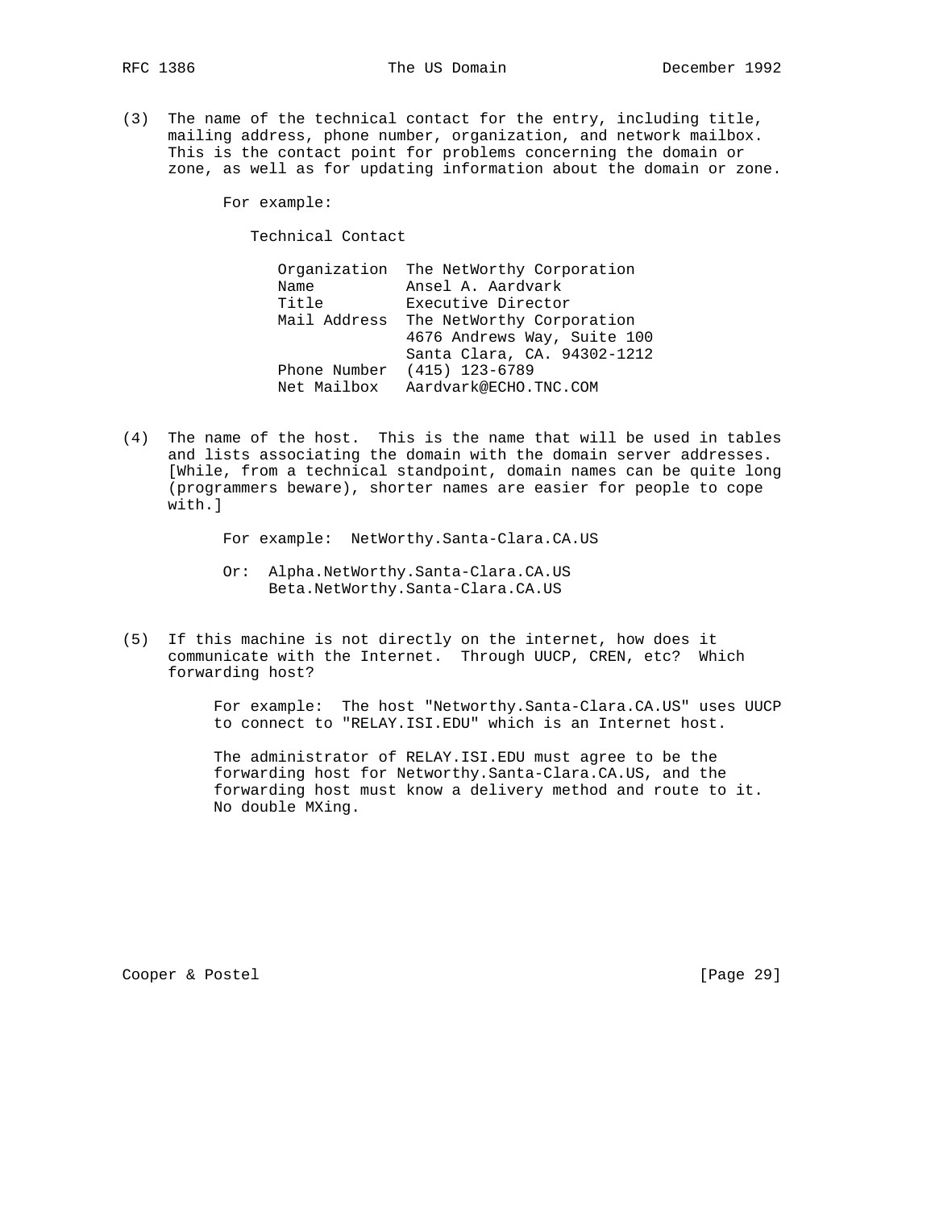(3) The name of the technical contact for the entry, including title, mailing address, phone number, organization, and network mailbox. This is the contact point for problems concerning the domain or zone, as well as for updating information about the domain or zone.

For example:

```
   Technical Contact

      Organization  The NetWorthy Corporation
      Name          Ansel A. Aardvark
      Title         Executive Director
      Mail Address  The NetWorthy Corporation
                    4676 Andrews Way, Suite 100
                    Santa Clara, CA. 94302-1212
      Phone Number  (415) 123-6789
      Net Mailbox   Aardvark@ECHO.TNC.COM
```

(4) The name of the host. This is the name that will be used in tables and lists associating the domain with the domain server addresses. [While, from a technical standpoint, domain names can be quite long (programmers beware), shorter names are easier for people to cope with.]

For example: NetWorthy.Santa-Clara.CA.US

Or: Alpha.NetWorthy.Santa-Clara.CA.US
Beta.NetWorthy.Santa-Clara.CA.US

(5) If this machine is not directly on the internet, how does it communicate with the Internet. Through UUCP, CREN, etc? Which forwarding host?

For example: The host "Networthy.Santa-Clara.CA.US" uses UUCP to connect to "RELAY.ISI.EDU" which is an Internet host.

The administrator of RELAY.ISI.EDU must agree to be the forwarding host for Networthy.Santa-Clara.CA.US, and the forwarding host must know a delivery method and route to it. No double MXing.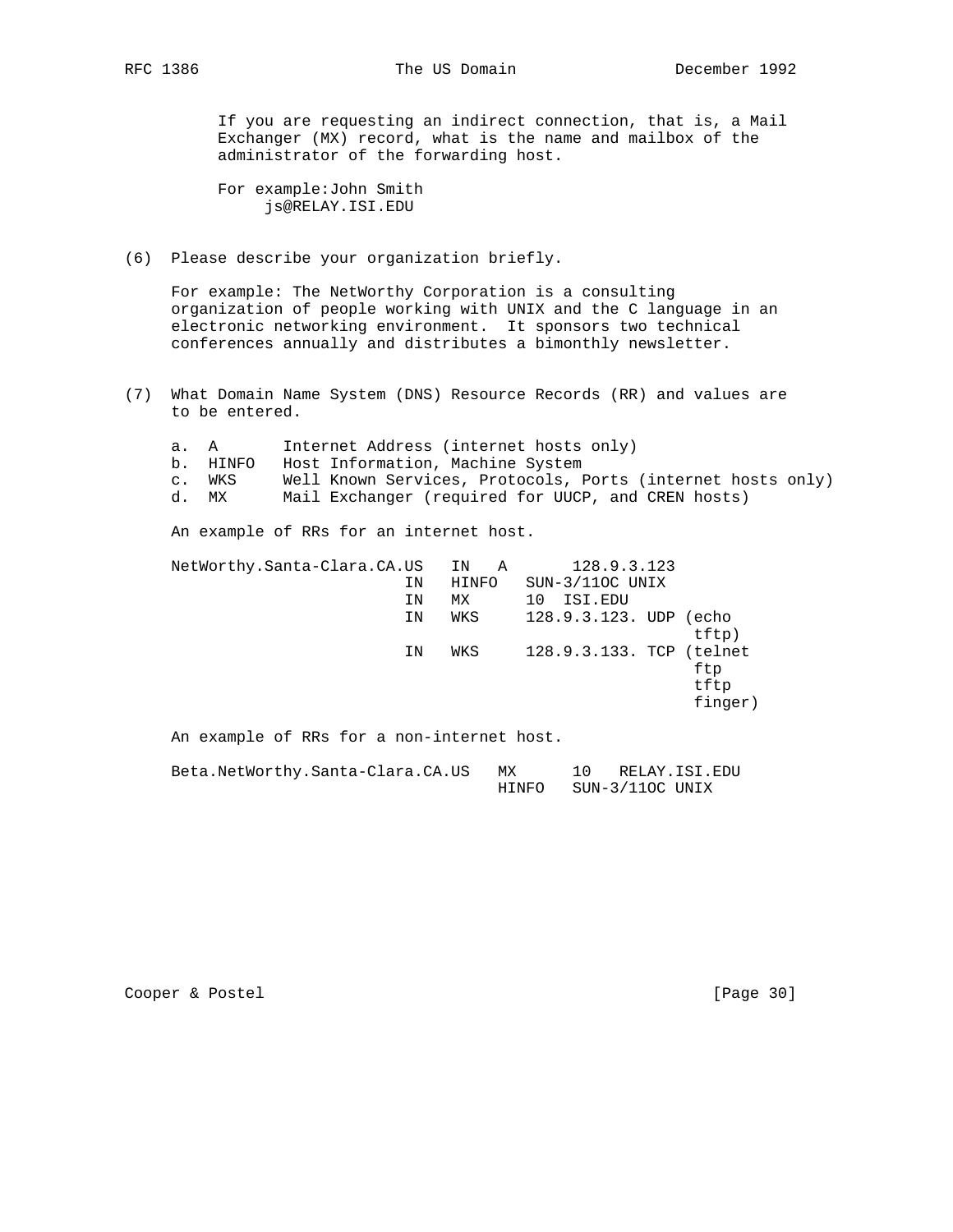If you are requesting an indirect connection, that is, a Mail Exchanger (MX) record, what is the name and mailbox of the administrator of the forwarding host.

For example:John Smith
     js@RELAY.ISI.EDU

(6)  Please describe your organization briefly.

For example: The NetWorthy Corporation is a consulting organization of people working with UNIX and the C language in an electronic networking environment.  It sponsors two technical conferences annually and distributes a bimonthly newsletter.

(7)  What Domain Name System (DNS) Resource Records (RR) and values are to be entered.

```
a.  A       Internet Address (internet hosts only)
b.  HINFO   Host Information, Machine System
c.  WKS     Well Known Services, Protocols, Ports (internet hosts only)
d.  MX      Mail Exchanger (required for UUCP, and CREN hosts)
```

An example of RRs for an internet host.

```
NetWorthy.Santa-Clara.CA.US   IN   A       128.9.3.123
                         IN   HINFO   SUN-3/11OC UNIX
                         IN   MX      10  ISI.EDU
                         IN   WKS     128.9.3.123. UDP (echo
                                                   tftp)
                         IN   WKS     128.9.3.133. TCP (telnet
                                                   ftp
                                                   tftp
                                                   finger)
```

An example of RRs for a non-internet host.

```
Beta.NetWorthy.Santa-Clara.CA.US    MX      10   RELAY.ISI.EDU
                                    HINFO   SUN-3/11OC UNIX
```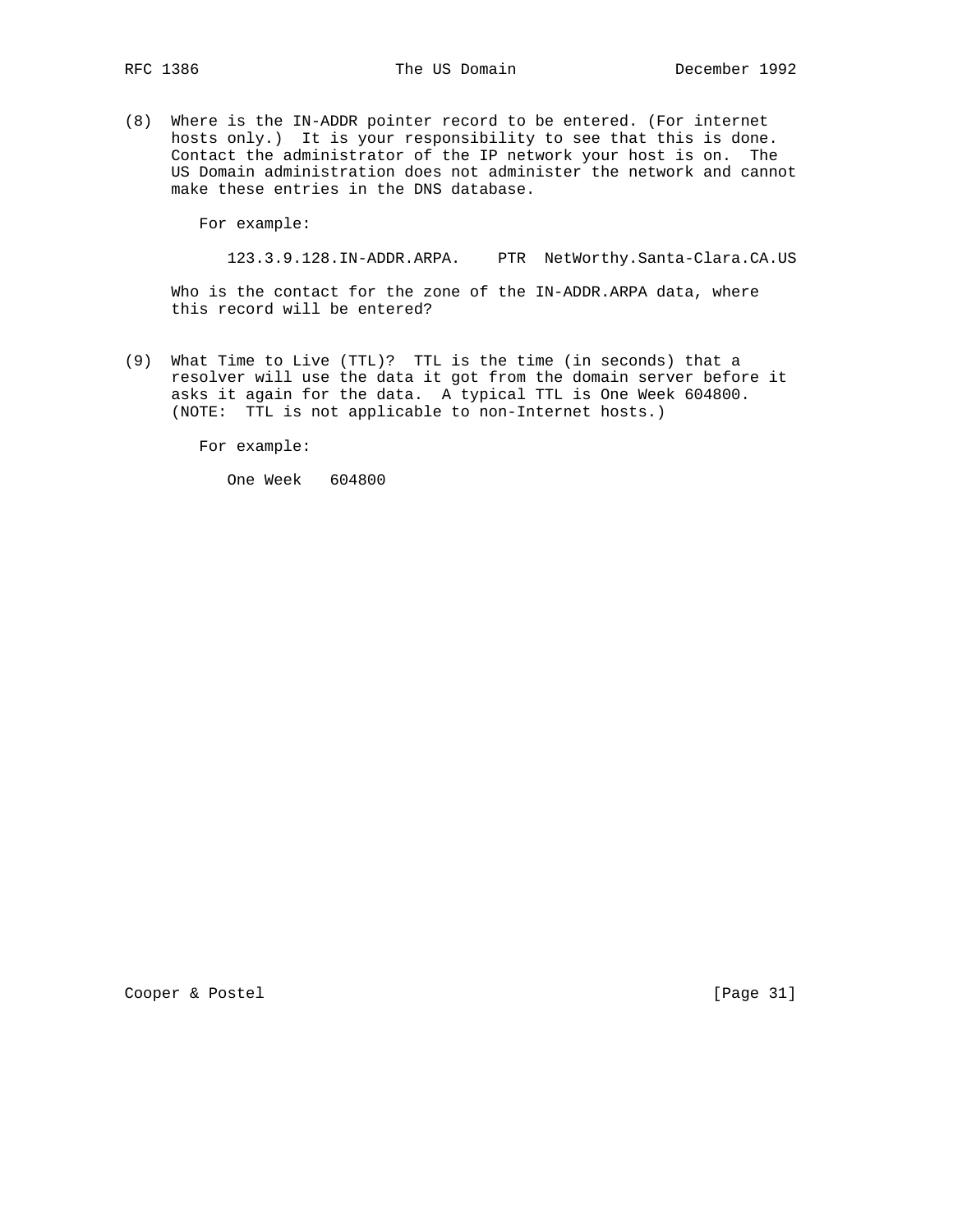(8) Where is the IN-ADDR pointer record to be entered. (For internet hosts only.) It is your responsibility to see that this is done. Contact the administrator of the IP network your host is on. The US Domain administration does not administer the network and cannot make these entries in the DNS database.

For example:

```
123.3.9.128.IN-ADDR.ARPA.    PTR  NetWorthy.Santa-Clara.CA.US
```

Who is the contact for the zone of the IN-ADDR.ARPA data, where this record will be entered?

(9) What Time to Live (TTL)? TTL is the time (in seconds) that a resolver will use the data it got from the domain server before it asks it again for the data. A typical TTL is One Week 604800. (NOTE: TTL is not applicable to non-Internet hosts.)

For example:

```
One Week   604800
```